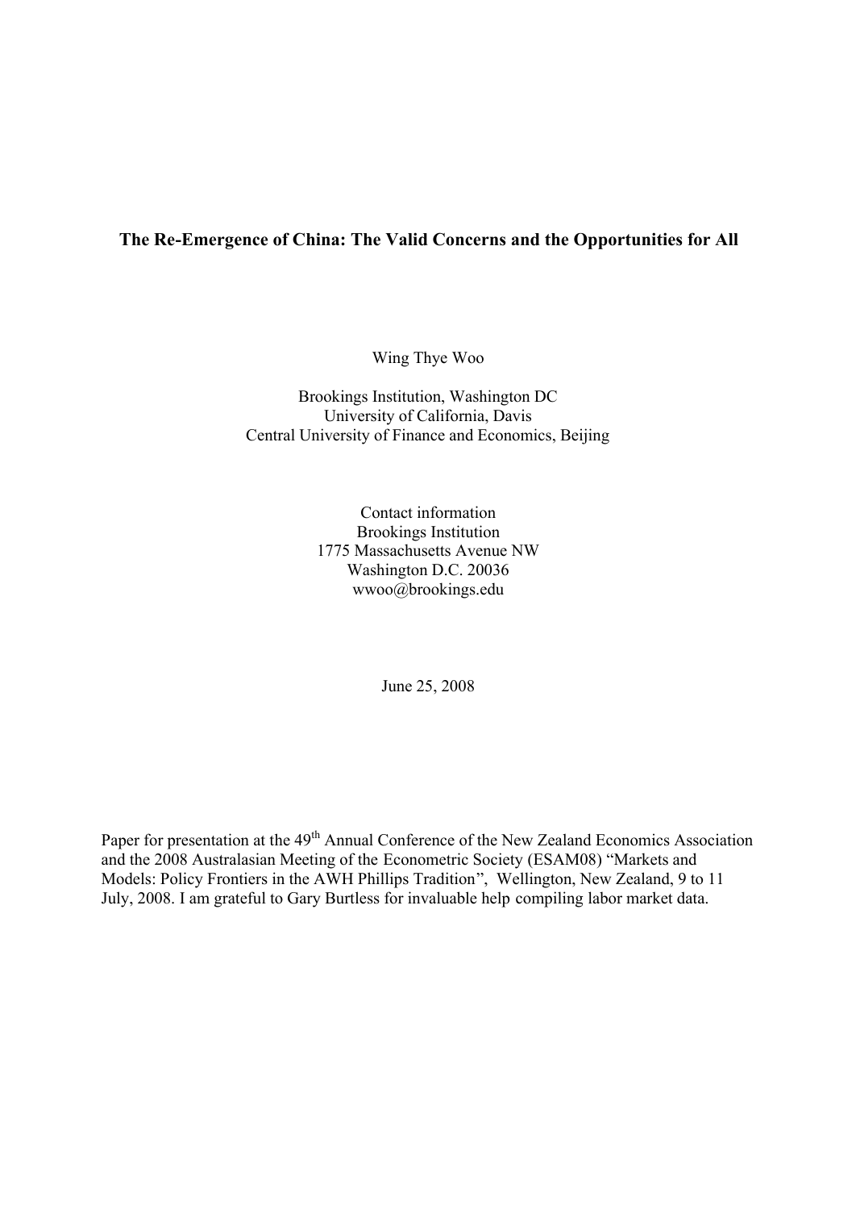# The Re-Emergence of China: The Valid Concerns and the Opportunities for All

Wing Thye Woo

Brookings Institution, Washington DC
University of California, Davis
Central University of Finance and Economics, Beijing

Contact information
Brookings Institution
1775 Massachusetts Avenue NW
Washington D.C. 20036
wwoo@brookings.edu

June 25, 2008

Paper for presentation at the 49th Annual Conference of the New Zealand Economics Association and the 2008 Australasian Meeting of the Econometric Society (ESAM08) "Markets and Models: Policy Frontiers in the AWH Phillips Tradition", Wellington, New Zealand, 9 to 11 July, 2008. I am grateful to Gary Burtless for invaluable help compiling labor market data.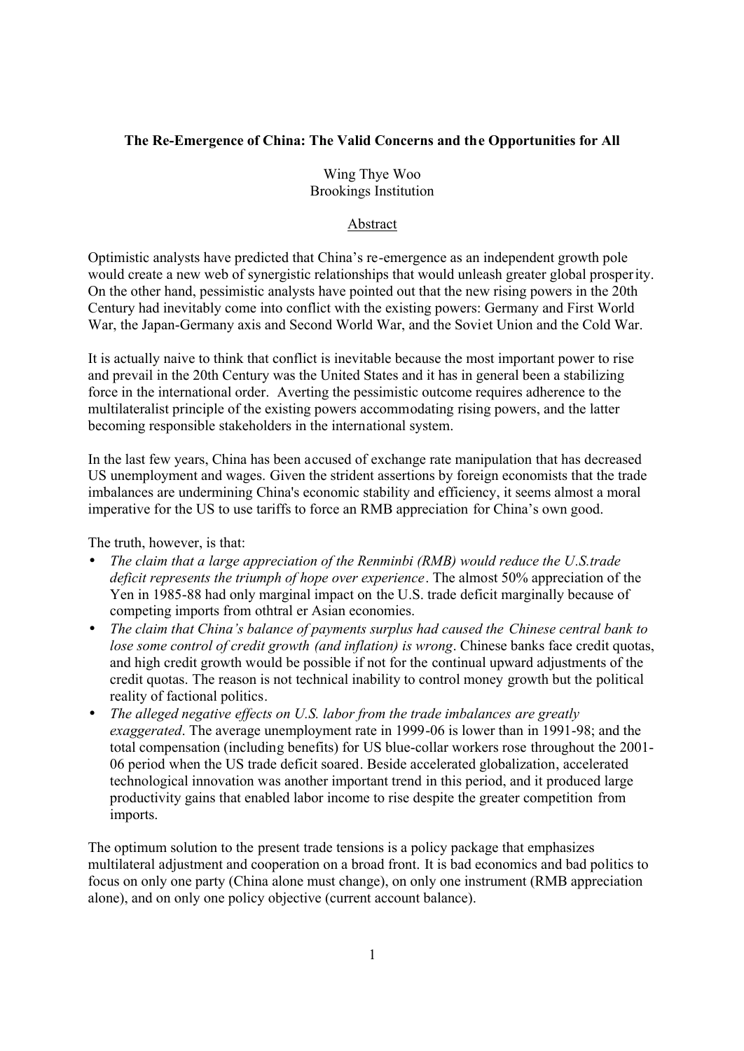**The Re-Emergence of China: The Valid Concerns and the Opportunities for All**

Wing Thye Woo
Brookings Institution

Abstract

Optimistic analysts have predicted that China's re-emergence as an independent growth pole would create a new web of synergistic relationships that would unleash greater global prosperity. On the other hand, pessimistic analysts have pointed out that the new rising powers in the 20th Century had inevitably come into conflict with the existing powers: Germany and First World War, the Japan-Germany axis and Second World War, and the Soviet Union and the Cold War.

It is actually naive to think that conflict is inevitable because the most important power to rise and prevail in the 20th Century was the United States and it has in general been a stabilizing force in the international order. Averting the pessimistic outcome requires adherence to the multilateralist principle of the existing powers accommodating rising powers, and the latter becoming responsible stakeholders in the international system.

In the last few years, China has been accused of exchange rate manipulation that has decreased US unemployment and wages. Given the strident assertions by foreign economists that the trade imbalances are undermining China's economic stability and efficiency, it seems almost a moral imperative for the US to use tariffs to force an RMB appreciation for China's own good.

The truth, however, is that:

- *The claim that a large appreciation of the Renminbi (RMB) would reduce the U.S.trade deficit represents the triumph of hope over experience*. The almost 50% appreciation of the Yen in 1985-88 had only marginal impact on the U.S. trade deficit marginally because of competing imports from othtral er Asian economies.
- *The claim that China's balance of payments surplus had caused the Chinese central bank to lose some control of credit growth (and inflation) is wrong*. Chinese banks face credit quotas, and high credit growth would be possible if not for the continual upward adjustments of the credit quotas. The reason is not technical inability to control money growth but the political reality of factional politics.
- *The alleged negative effects on U.S. labor from the trade imbalances are greatly exaggerated*. The average unemployment rate in 1999-06 is lower than in 1991-98; and the total compensation (including benefits) for US blue-collar workers rose throughout the 2001-06 period when the US trade deficit soared. Beside accelerated globalization, accelerated technological innovation was another important trend in this period, and it produced large productivity gains that enabled labor income to rise despite the greater competition from imports.

The optimum solution to the present trade tensions is a policy package that emphasizes multilateral adjustment and cooperation on a broad front. It is bad economics and bad politics to focus on only one party (China alone must change), on only one instrument (RMB appreciation alone), and on only one policy objective (current account balance).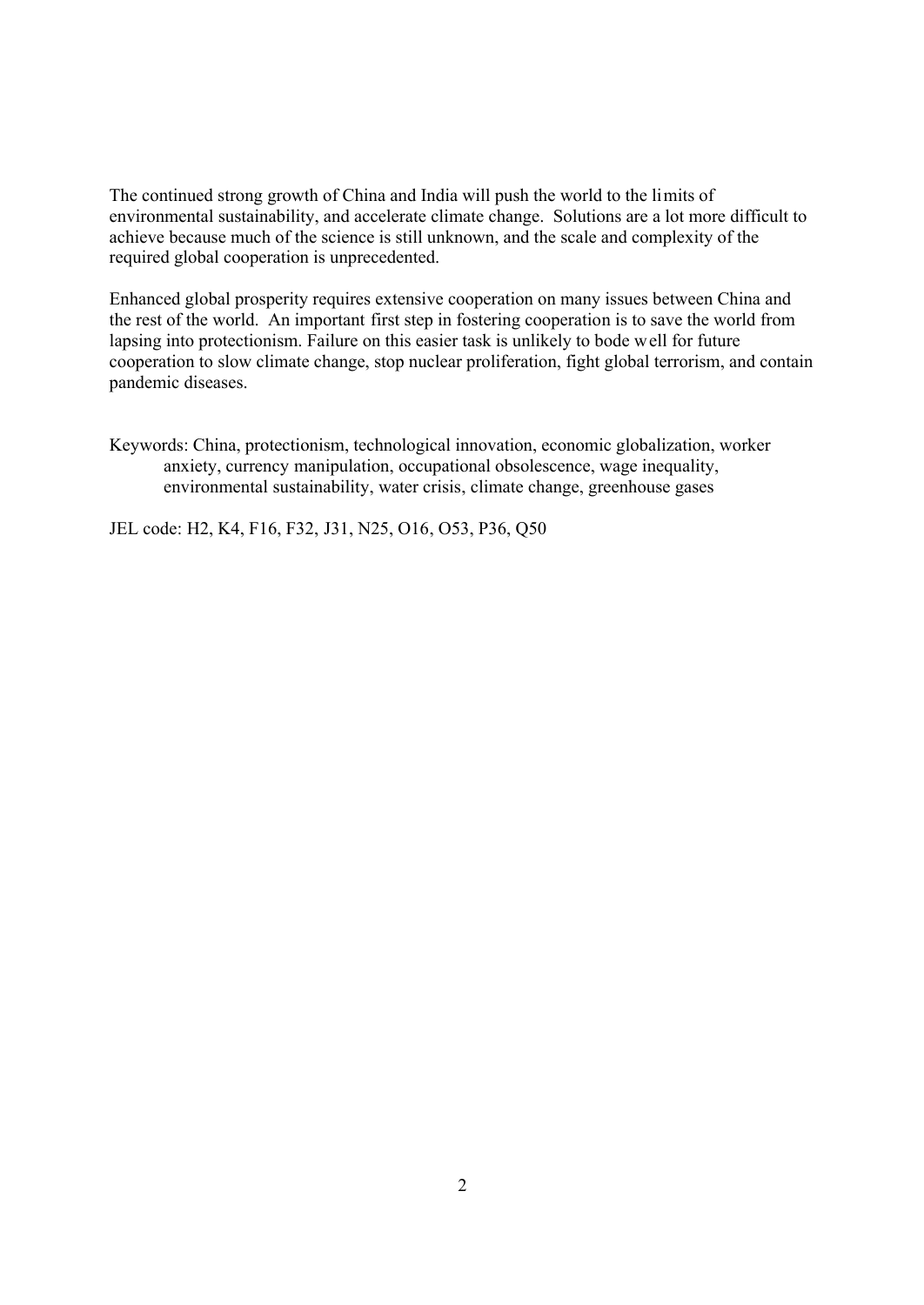The continued strong growth of China and India will push the world to the limits of environmental sustainability, and accelerate climate change. Solutions are a lot more difficult to achieve because much of the science is still unknown, and the scale and complexity of the required global cooperation is unprecedented.

Enhanced global prosperity requires extensive cooperation on many issues between China and the rest of the world. An important first step in fostering cooperation is to save the world from lapsing into protectionism. Failure on this easier task is unlikely to bode well for future cooperation to slow climate change, stop nuclear proliferation, fight global terrorism, and contain pandemic diseases.

Keywords: China, protectionism, technological innovation, economic globalization, worker anxiety, currency manipulation, occupational obsolescence, wage inequality, environmental sustainability, water crisis, climate change, greenhouse gases

JEL code: H2, K4, F16, F32, J31, N25, O16, O53, P36, Q50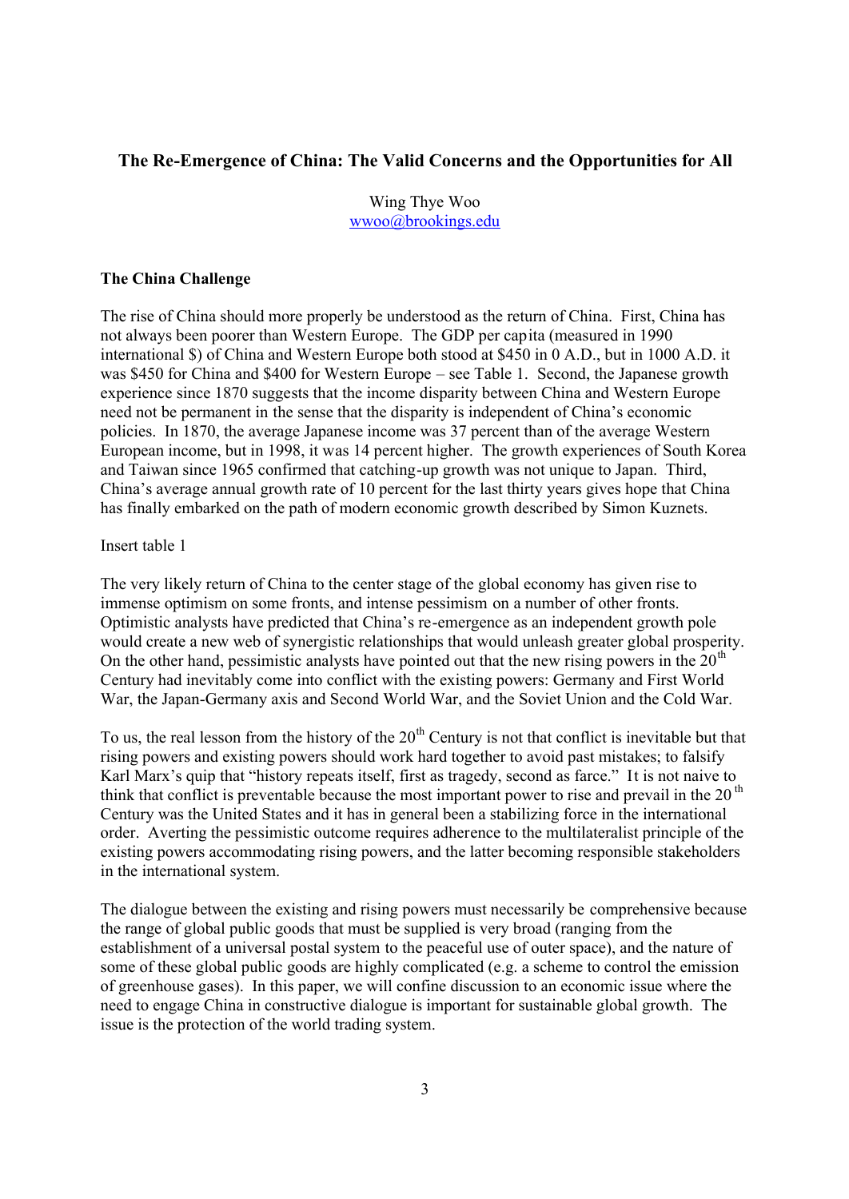### The Re-Emergence of China: The Valid Concerns and the Opportunities for All

Wing Thye Woo
wwoo@brookings.edu

#### The China Challenge

The rise of China should more properly be understood as the return of China. First, China has not always been poorer than Western Europe. The GDP per capita (measured in 1990 international $) of China and Western Europe both stood at $450 in 0 A.D., but in 1000 A.D. it was $450 for China and $400 for Western Europe – see Table 1. Second, the Japanese growth experience since 1870 suggests that the income disparity between China and Western Europe need not be permanent in the sense that the disparity is independent of China's economic policies. In 1870, the average Japanese income was 37 percent than of the average Western European income, but in 1998, it was 14 percent higher. The growth experiences of South Korea and Taiwan since 1965 confirmed that catching-up growth was not unique to Japan. Third, China's average annual growth rate of 10 percent for the last thirty years gives hope that China has finally embarked on the path of modern economic growth described by Simon Kuznets.

Insert table 1

The very likely return of China to the center stage of the global economy has given rise to immense optimism on some fronts, and intense pessimism on a number of other fronts. Optimistic analysts have predicted that China's re-emergence as an independent growth pole would create a new web of synergistic relationships that would unleash greater global prosperity. On the other hand, pessimistic analysts have pointed out that the new rising powers in the 20th Century had inevitably come into conflict with the existing powers: Germany and First World War, the Japan-Germany axis and Second World War, and the Soviet Union and the Cold War.

To us, the real lesson from the history of the 20th Century is not that conflict is inevitable but that rising powers and existing powers should work hard together to avoid past mistakes; to falsify Karl Marx's quip that "history repeats itself, first as tragedy, second as farce." It is not naive to think that conflict is preventable because the most important power to rise and prevail in the 20th Century was the United States and it has in general been a stabilizing force in the international order. Averting the pessimistic outcome requires adherence to the multilateralist principle of the existing powers accommodating rising powers, and the latter becoming responsible stakeholders in the international system.

The dialogue between the existing and rising powers must necessarily be comprehensive because the range of global public goods that must be supplied is very broad (ranging from the establishment of a universal postal system to the peaceful use of outer space), and the nature of some of these global public goods are highly complicated (e.g. a scheme to control the emission of greenhouse gases). In this paper, we will confine discussion to an economic issue where the need to engage China in constructive dialogue is important for sustainable global growth. The issue is the protection of the world trading system.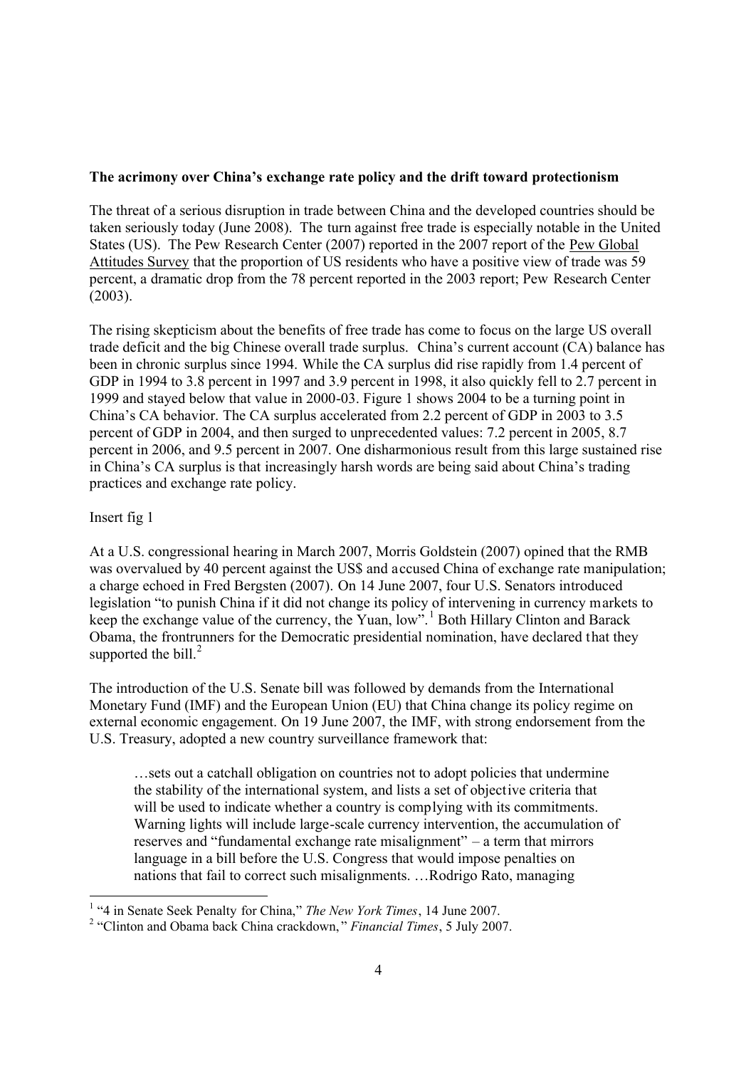**The acrimony over China's exchange rate policy and the drift toward protectionism**

The threat of a serious disruption in trade between China and the developed countries should be taken seriously today (June 2008). The turn against free trade is especially notable in the United States (US). The Pew Research Center (2007) reported in the 2007 report of the Pew Global Attitudes Survey that the proportion of US residents who have a positive view of trade was 59 percent, a dramatic drop from the 78 percent reported in the 2003 report; Pew Research Center (2003).

The rising skepticism about the benefits of free trade has come to focus on the large US overall trade deficit and the big Chinese overall trade surplus. China's current account (CA) balance has been in chronic surplus since 1994. While the CA surplus did rise rapidly from 1.4 percent of GDP in 1994 to 3.8 percent in 1997 and 3.9 percent in 1998, it also quickly fell to 2.7 percent in 1999 and stayed below that value in 2000-03. Figure 1 shows 2004 to be a turning point in China's CA behavior. The CA surplus accelerated from 2.2 percent of GDP in 2003 to 3.5 percent of GDP in 2004, and then surged to unprecedented values: 7.2 percent in 2005, 8.7 percent in 2006, and 9.5 percent in 2007. One disharmonious result from this large sustained rise in China's CA surplus is that increasingly harsh words are being said about China's trading practices and exchange rate policy.

Insert fig 1

At a U.S. congressional hearing in March 2007, Morris Goldstein (2007) opined that the RMB was overvalued by 40 percent against the US$ and accused China of exchange rate manipulation; a charge echoed in Fred Bergsten (2007). On 14 June 2007, four U.S. Senators introduced legislation "to punish China if it did not change its policy of intervening in currency markets to keep the exchange value of the currency, the Yuan, low".[1] Both Hillary Clinton and Barack Obama, the frontrunners for the Democratic presidential nomination, have declared that they supported the bill.[2]

The introduction of the U.S. Senate bill was followed by demands from the International Monetary Fund (IMF) and the European Union (EU) that China change its policy regime on external economic engagement. On 19 June 2007, the IMF, with strong endorsement from the U.S. Treasury, adopted a new country surveillance framework that:

> …sets out a catchall obligation on countries not to adopt policies that undermine the stability of the international system, and lists a set of objective criteria that will be used to indicate whether a country is complying with its commitments. Warning lights will include large-scale currency intervention, the accumulation of reserves and "fundamental exchange rate misalignment" – a term that mirrors language in a bill before the U.S. Congress that would impose penalties on nations that fail to correct such misalignments. …Rodrigo Rato, managing

---

[1] "4 in Senate Seek Penalty for China," *The New York Times*, 14 June 2007.

[2] "Clinton and Obama back China crackdown," *Financial Times*, 5 July 2007.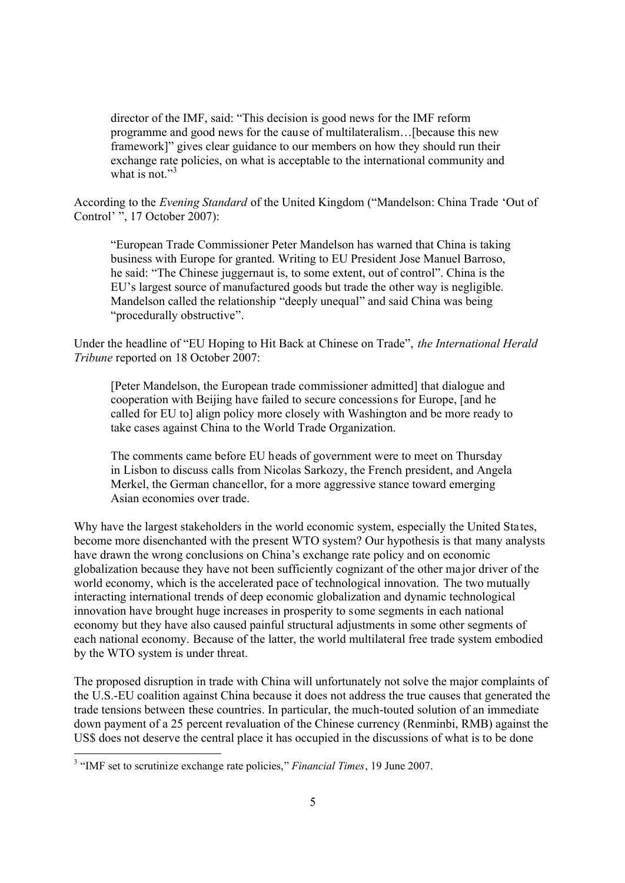> director of the IMF, said: "This decision is good news for the IMF reform programme and good news for the cause of multilateralism…[because this new framework]" gives clear guidance to our members on how they should run their exchange rate policies, on what is acceptable to the international community and what is not."[3]

According to the *Evening Standard* of the United Kingdom ("Mandelson: China Trade 'Out of Control' ", 17 October 2007):

> "European Trade Commissioner Peter Mandelson has warned that China is taking business with Europe for granted. Writing to EU President Jose Manuel Barroso, he said: "The Chinese juggernaut is, to some extent, out of control". China is the EU's largest source of manufactured goods but trade the other way is negligible. Mandelson called the relationship "deeply unequal" and said China was being "procedurally obstructive".

Under the headline of "EU Hoping to Hit Back at Chinese on Trade", *the International Herald Tribune* reported on 18 October 2007:

> [Peter Mandelson, the European trade commissioner admitted] that dialogue and cooperation with Beijing have failed to secure concessions for Europe, [and he called for EU to] align policy more closely with Washington and be more ready to take cases against China to the World Trade Organization.
>
> The comments came before EU heads of government were to meet on Thursday in Lisbon to discuss calls from Nicolas Sarkozy, the French president, and Angela Merkel, the German chancellor, for a more aggressive stance toward emerging Asian economies over trade.

Why have the largest stakeholders in the world economic system, especially the United States, become more disenchanted with the present WTO system? Our hypothesis is that many analysts have drawn the wrong conclusions on China's exchange rate policy and on economic globalization because they have not been sufficiently cognizant of the other major driver of the world economy, which is the accelerated pace of technological innovation. The two mutually interacting international trends of deep economic globalization and dynamic technological innovation have brought huge increases in prosperity to some segments in each national economy but they have also caused painful structural adjustments in some other segments of each national economy. Because of the latter, the world multilateral free trade system embodied by the WTO system is under threat.

The proposed disruption in trade with China will unfortunately not solve the major complaints of the U.S.-EU coalition against China because it does not address the true causes that generated the trade tensions between these countries. In particular, the much-touted solution of an immediate down payment of a 25 percent revaluation of the Chinese currency (Renminbi, RMB) against the US$ does not deserve the central place it has occupied in the discussions of what is to be done

[3] "IMF set to scrutinize exchange rate policies," *Financial Times*, 19 June 2007.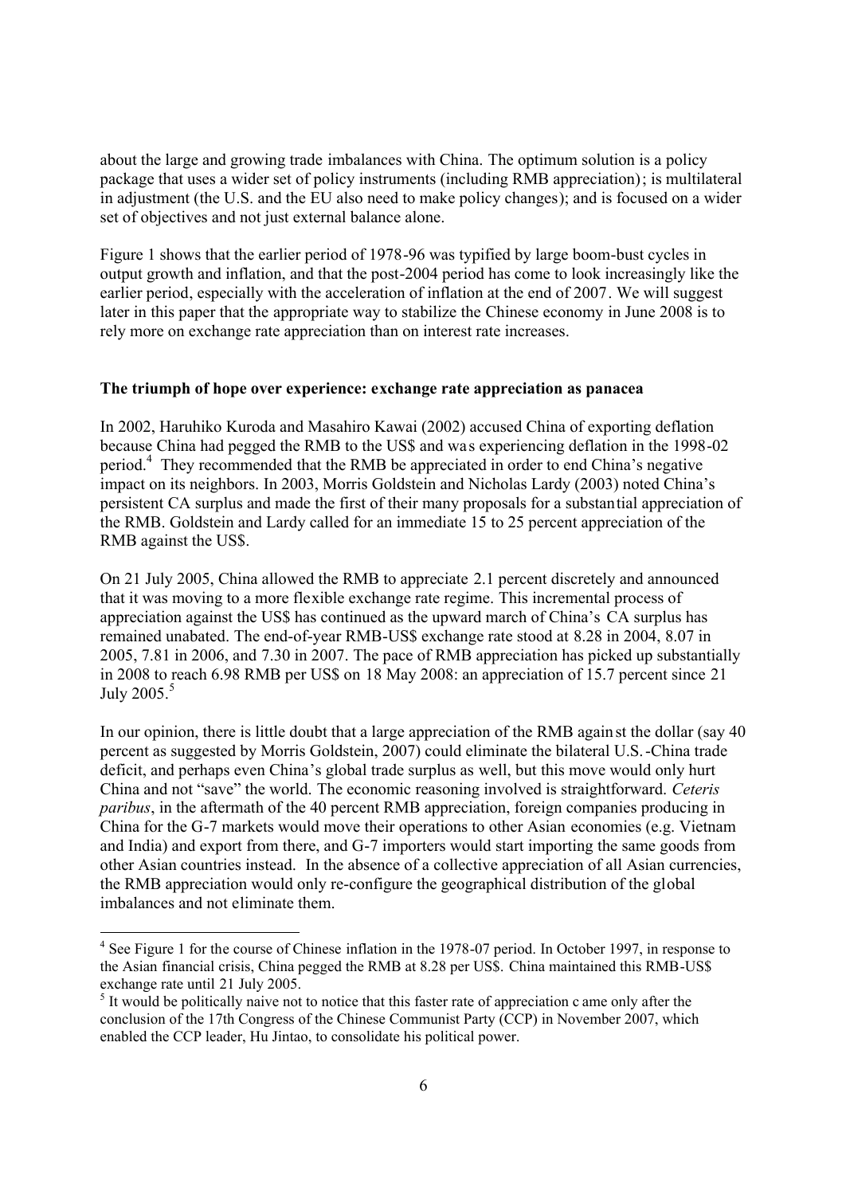about the large and growing trade imbalances with China. The optimum solution is a policy package that uses a wider set of policy instruments (including RMB appreciation); is multilateral in adjustment (the U.S. and the EU also need to make policy changes); and is focused on a wider set of objectives and not just external balance alone.

Figure 1 shows that the earlier period of 1978-96 was typified by large boom-bust cycles in output growth and inflation, and that the post-2004 period has come to look increasingly like the earlier period, especially with the acceleration of inflation at the end of 2007. We will suggest later in this paper that the appropriate way to stabilize the Chinese economy in June 2008 is to rely more on exchange rate appreciation than on interest rate increases.

**The triumph of hope over experience: exchange rate appreciation as panacea**

In 2002, Haruhiko Kuroda and Masahiro Kawai (2002) accused China of exporting deflation because China had pegged the RMB to the US$ and was experiencing deflation in the 1998-02 period.[4] They recommended that the RMB be appreciated in order to end China's negative impact on its neighbors. In 2003, Morris Goldstein and Nicholas Lardy (2003) noted China's persistent CA surplus and made the first of their many proposals for a substantial appreciation of the RMB. Goldstein and Lardy called for an immediate 15 to 25 percent appreciation of the RMB against the US$.

On 21 July 2005, China allowed the RMB to appreciate 2.1 percent discretely and announced that it was moving to a more flexible exchange rate regime. This incremental process of appreciation against the US$ has continued as the upward march of China's CA surplus has remained unabated. The end-of-year RMB-US$ exchange rate stood at 8.28 in 2004, 8.07 in 2005, 7.81 in 2006, and 7.30 in 2007. The pace of RMB appreciation has picked up substantially in 2008 to reach 6.98 RMB per US$ on 18 May 2008: an appreciation of 15.7 percent since 21 July 2005.[5]

In our opinion, there is little doubt that a large appreciation of the RMB against the dollar (say 40 percent as suggested by Morris Goldstein, 2007) could eliminate the bilateral U.S.-China trade deficit, and perhaps even China's global trade surplus as well, but this move would only hurt China and not "save" the world. The economic reasoning involved is straightforward. *Ceteris paribus*, in the aftermath of the 40 percent RMB appreciation, foreign companies producing in China for the G-7 markets would move their operations to other Asian economies (e.g. Vietnam and India) and export from there, and G-7 importers would start importing the same goods from other Asian countries instead. In the absence of a collective appreciation of all Asian currencies, the RMB appreciation would only re-configure the geographical distribution of the global imbalances and not eliminate them.

[4] See Figure 1 for the course of Chinese inflation in the 1978-07 period. In October 1997, in response to the Asian financial crisis, China pegged the RMB at 8.28 per US$. China maintained this RMB-US$ exchange rate until 21 July 2005.

[5] It would be politically naive not to notice that this faster rate of appreciation came only after the conclusion of the 17th Congress of the Chinese Communist Party (CCP) in November 2007, which enabled the CCP leader, Hu Jintao, to consolidate his political power.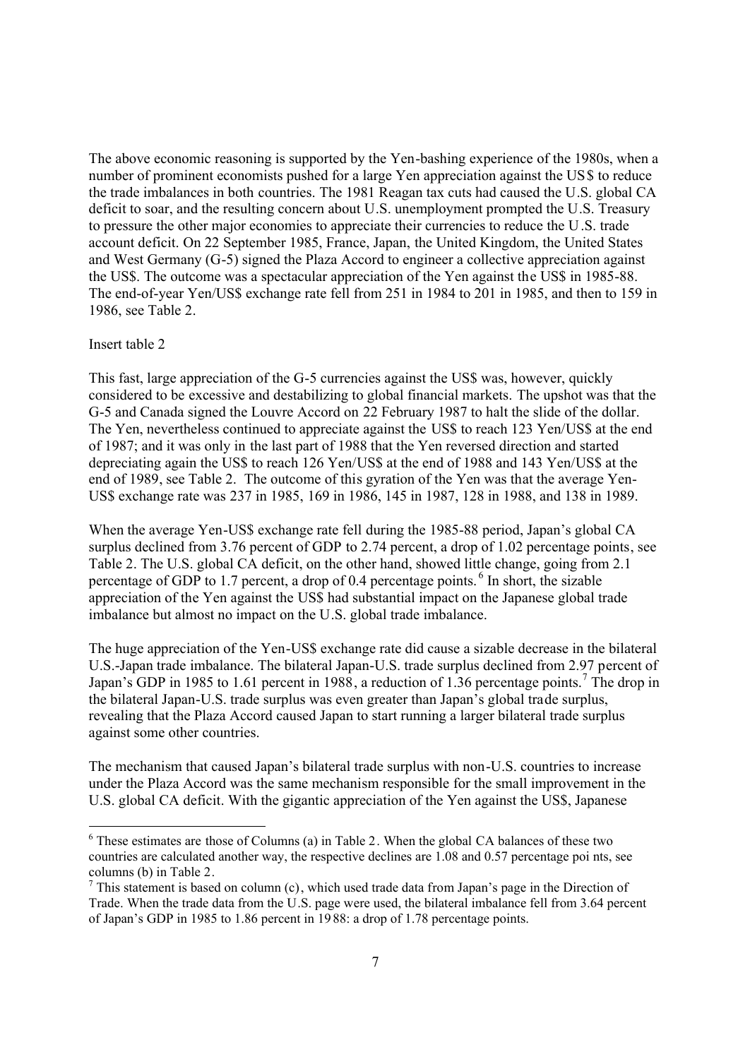The above economic reasoning is supported by the Yen-bashing experience of the 1980s, when a number of prominent economists pushed for a large Yen appreciation against the US$ to reduce the trade imbalances in both countries. The 1981 Reagan tax cuts had caused the U.S. global CA deficit to soar, and the resulting concern about U.S. unemployment prompted the U.S. Treasury to pressure the other major economies to appreciate their currencies to reduce the U.S. trade account deficit. On 22 September 1985, France, Japan, the United Kingdom, the United States and West Germany (G-5) signed the Plaza Accord to engineer a collective appreciation against the US$. The outcome was a spectacular appreciation of the Yen against the US$ in 1985-88. The end-of-year Yen/US$ exchange rate fell from 251 in 1984 to 201 in 1985, and then to 159 in 1986, see Table 2.

Insert table 2

This fast, large appreciation of the G-5 currencies against the US$ was, however, quickly considered to be excessive and destabilizing to global financial markets. The upshot was that the G-5 and Canada signed the Louvre Accord on 22 February 1987 to halt the slide of the dollar. The Yen, nevertheless continued to appreciate against the US$ to reach 123 Yen/US$ at the end of 1987; and it was only in the last part of 1988 that the Yen reversed direction and started depreciating again the US$ to reach 126 Yen/US$ at the end of 1988 and 143 Yen/US$ at the end of 1989, see Table 2. The outcome of this gyration of the Yen was that the average Yen-US$ exchange rate was 237 in 1985, 169 in 1986, 145 in 1987, 128 in 1988, and 138 in 1989.

When the average Yen-US$ exchange rate fell during the 1985-88 period, Japan's global CA surplus declined from 3.76 percent of GDP to 2.74 percent, a drop of 1.02 percentage points, see Table 2. The U.S. global CA deficit, on the other hand, showed little change, going from 2.1 percentage of GDP to 1.7 percent, a drop of 0.4 percentage points.[6] In short, the sizable appreciation of the Yen against the US$ had substantial impact on the Japanese global trade imbalance but almost no impact on the U.S. global trade imbalance.

The huge appreciation of the Yen-US$ exchange rate did cause a sizable decrease in the bilateral U.S.-Japan trade imbalance. The bilateral Japan-U.S. trade surplus declined from 2.97 percent of Japan's GDP in 1985 to 1.61 percent in 1988, a reduction of 1.36 percentage points.[7] The drop in the bilateral Japan-U.S. trade surplus was even greater than Japan's global trade surplus, revealing that the Plaza Accord caused Japan to start running a larger bilateral trade surplus against some other countries.

The mechanism that caused Japan's bilateral trade surplus with non-U.S. countries to increase under the Plaza Accord was the same mechanism responsible for the small improvement in the U.S. global CA deficit. With the gigantic appreciation of the Yen against the US$, Japanese

---

[6] These estimates are those of Columns (a) in Table 2. When the global CA balances of these two countries are calculated another way, the respective declines are 1.08 and 0.57 percentage points, see columns (b) in Table 2.

[7] This statement is based on column (c), which used trade data from Japan's page in the Direction of Trade. When the trade data from the U.S. page were used, the bilateral imbalance fell from 3.64 percent of Japan's GDP in 1985 to 1.86 percent in 1988: a drop of 1.78 percentage points.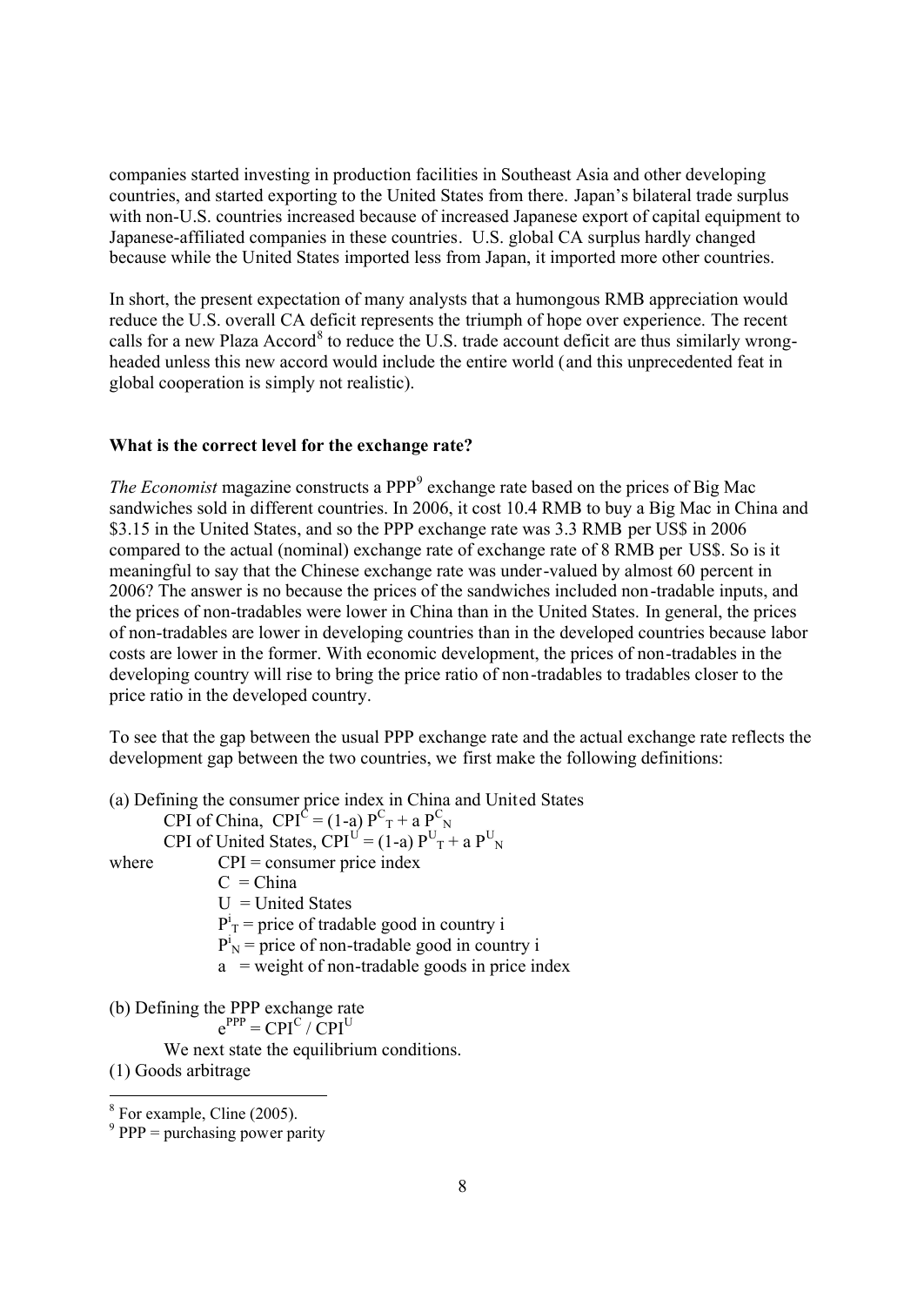companies started investing in production facilities in Southeast Asia and other developing countries, and started exporting to the United States from there. Japan's bilateral trade surplus with non-U.S. countries increased because of increased Japanese export of capital equipment to Japanese-affiliated companies in these countries. U.S. global CA surplus hardly changed because while the United States imported less from Japan, it imported more other countries.

In short, the present expectation of many analysts that a humongous RMB appreciation would reduce the U.S. overall CA deficit represents the triumph of hope over experience. The recent calls for a new Plaza Accord[8] to reduce the U.S. trade account deficit are thus similarly wrong-headed unless this new accord would include the entire world (and this unprecedented feat in global cooperation is simply not realistic).

**What is the correct level for the exchange rate?**

*The Economist* magazine constructs a PPP[9] exchange rate based on the prices of Big Mac sandwiches sold in different countries. In 2006, it cost 10.4 RMB to buy a Big Mac in China and \$3.15 in the United States, and so the PPP exchange rate was 3.3 RMB per US\$ in 2006 compared to the actual (nominal) exchange rate of exchange rate of 8 RMB per US\$. So is it meaningful to say that the Chinese exchange rate was under-valued by almost 60 percent in 2006? The answer is no because the prices of the sandwiches included non-tradable inputs, and the prices of non-tradables were lower in China than in the United States. In general, the prices of non-tradables are lower in developing countries than in the developed countries because labor costs are lower in the former. With economic development, the prices of non-tradables in the developing country will rise to bring the price ratio of non-tradables to tradables closer to the price ratio in the developed country.

To see that the gap between the usual PPP exchange rate and the actual exchange rate reflects the development gap between the two countries, we first make the following definitions:

(a) Defining the consumer price index in China and United States

CPI of China, $CPI^C = (1\text{-}a)\, P^C_T + a\, P^C_N$

CPI of United States, $CPI^U = (1\text{-}a)\, P^U_T + a\, P^U_N$

where
- $CPI$ = consumer price index
- $C$ = China
- $U$ = United States
- $P^i_T$ = price of tradable good in country i
- $P^i_N$ = price of non-tradable good in country i
- $a$ = weight of non-tradable goods in price index

(b) Defining the PPP exchange rate

$$e^{PPP} = CPI^C / CPI^U$$

We next state the equilibrium conditions.

(1) Goods arbitrage

[8] For example, Cline (2005).

[9] PPP = purchasing power parity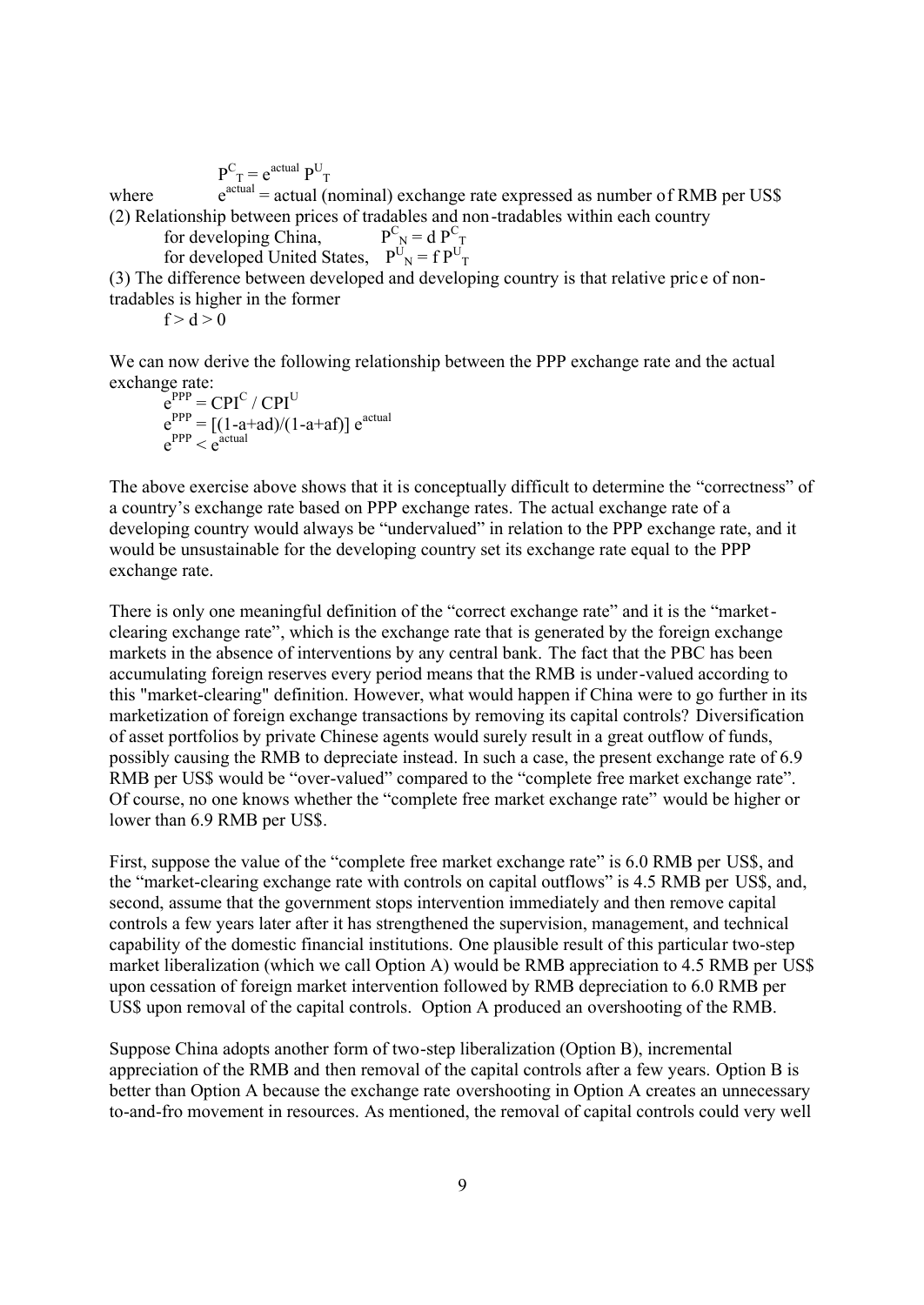$$P^C_T = e^{actual} P^U_T$$

where $e^{actual}$ = actual (nominal) exchange rate expressed as number of RMB per US$

(2) Relationship between prices of tradables and non-tradables within each country

for developing China, $P^C_N = d\, P^C_T$

for developed United States, $P^U_N = f\, P^U_T$

(3) The difference between developed and developing country is that relative price of non-tradables is higher in the former

$f > d > 0$

We can now derive the following relationship between the PPP exchange rate and the actual exchange rate:

$$e^{PPP} = CPI^C / CPI^U$$

$$e^{PPP} = [(1\text{-}a\text{+}ad)/(1\text{-}a\text{+}af)]\, e^{actual}$$

$$e^{PPP} < e^{actual}$$

The above exercise above shows that it is conceptually difficult to determine the "correctness" of a country's exchange rate based on PPP exchange rates. The actual exchange rate of a developing country would always be "undervalued" in relation to the PPP exchange rate, and it would be unsustainable for the developing country set its exchange rate equal to the PPP exchange rate.

There is only one meaningful definition of the "correct exchange rate" and it is the "market-clearing exchange rate", which is the exchange rate that is generated by the foreign exchange markets in the absence of interventions by any central bank. The fact that the PBC has been accumulating foreign reserves every period means that the RMB is under-valued according to this "market-clearing" definition. However, what would happen if China were to go further in its marketization of foreign exchange transactions by removing its capital controls? Diversification of asset portfolios by private Chinese agents would surely result in a great outflow of funds, possibly causing the RMB to depreciate instead. In such a case, the present exchange rate of 6.9 RMB per US$ would be "over-valued" compared to the "complete free market exchange rate". Of course, no one knows whether the "complete free market exchange rate" would be higher or lower than 6.9 RMB per US$.

First, suppose the value of the "complete free market exchange rate" is 6.0 RMB per US$, and the "market-clearing exchange rate with controls on capital outflows" is 4.5 RMB per US$, and, second, assume that the government stops intervention immediately and then remove capital controls a few years later after it has strengthened the supervision, management, and technical capability of the domestic financial institutions. One plausible result of this particular two-step market liberalization (which we call Option A) would be RMB appreciation to 4.5 RMB per US$ upon cessation of foreign market intervention followed by RMB depreciation to 6.0 RMB per US$ upon removal of the capital controls. Option A produced an overshooting of the RMB.

Suppose China adopts another form of two-step liberalization (Option B), incremental appreciation of the RMB and then removal of the capital controls after a few years. Option B is better than Option A because the exchange rate overshooting in Option A creates an unnecessary to-and-fro movement in resources. As mentioned, the removal of capital controls could very well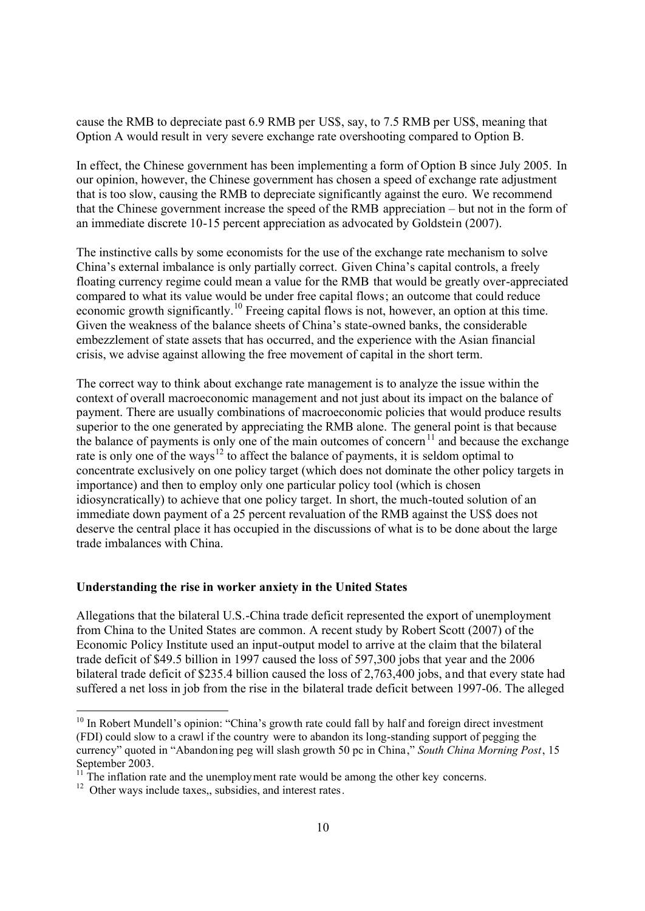cause the RMB to depreciate past 6.9 RMB per US$, say, to 7.5 RMB per US$, meaning that Option A would result in very severe exchange rate overshooting compared to Option B.

In effect, the Chinese government has been implementing a form of Option B since July 2005. In our opinion, however, the Chinese government has chosen a speed of exchange rate adjustment that is too slow, causing the RMB to depreciate significantly against the euro. We recommend that the Chinese government increase the speed of the RMB appreciation – but not in the form of an immediate discrete 10-15 percent appreciation as advocated by Goldstein (2007).

The instinctive calls by some economists for the use of the exchange rate mechanism to solve China's external imbalance is only partially correct. Given China's capital controls, a freely floating currency regime could mean a value for the RMB that would be greatly over-appreciated compared to what its value would be under free capital flows; an outcome that could reduce economic growth significantly.[10] Freeing capital flows is not, however, an option at this time. Given the weakness of the balance sheets of China's state-owned banks, the considerable embezzlement of state assets that has occurred, and the experience with the Asian financial crisis, we advise against allowing the free movement of capital in the short term.

The correct way to think about exchange rate management is to analyze the issue within the context of overall macroeconomic management and not just about its impact on the balance of payment. There are usually combinations of macroeconomic policies that would produce results superior to the one generated by appreciating the RMB alone. The general point is that because the balance of payments is only one of the main outcomes of concern[11] and because the exchange rate is only one of the ways[12] to affect the balance of payments, it is seldom optimal to concentrate exclusively on one policy target (which does not dominate the other policy targets in importance) and then to employ only one particular policy tool (which is chosen idiosyncratically) to achieve that one policy target. In short, the much-touted solution of an immediate down payment of a 25 percent revaluation of the RMB against the US$ does not deserve the central place it has occupied in the discussions of what is to be done about the large trade imbalances with China.

**Understanding the rise in worker anxiety in the United States**

Allegations that the bilateral U.S.-China trade deficit represented the export of unemployment from China to the United States are common. A recent study by Robert Scott (2007) of the Economic Policy Institute used an input-output model to arrive at the claim that the bilateral trade deficit of $49.5 billion in 1997 caused the loss of 597,300 jobs that year and the 2006 bilateral trade deficit of $235.4 billion caused the loss of 2,763,400 jobs, and that every state had suffered a net loss in job from the rise in the bilateral trade deficit between 1997-06. The alleged

---

[10] In Robert Mundell's opinion: "China's growth rate could fall by half and foreign direct investment (FDI) could slow to a crawl if the country were to abandon its long-standing support of pegging the currency" quoted in "Abandoning peg will slash growth 50 pc in China," *South China Morning Post*, 15 September 2003.

[11] The inflation rate and the unemployment rate would be among the other key concerns.

[12] Other ways include taxes,, subsidies, and interest rates.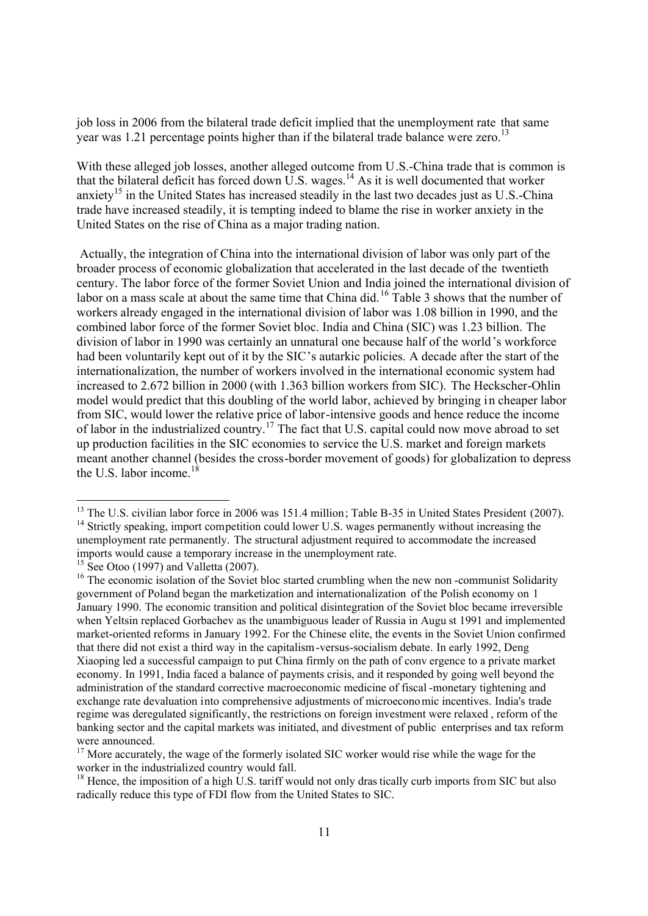job loss in 2006 from the bilateral trade deficit implied that the unemployment rate that same year was 1.21 percentage points higher than if the bilateral trade balance were zero.[13]

With these alleged job losses, another alleged outcome from U.S.-China trade that is common is that the bilateral deficit has forced down U.S. wages.[14] As it is well documented that worker anxiety[15] in the United States has increased steadily in the last two decades just as U.S.-China trade have increased steadily, it is tempting indeed to blame the rise in worker anxiety in the United States on the rise of China as a major trading nation.

Actually, the integration of China into the international division of labor was only part of the broader process of economic globalization that accelerated in the last decade of the twentieth century. The labor force of the former Soviet Union and India joined the international division of labor on a mass scale at about the same time that China did.[16] Table 3 shows that the number of workers already engaged in the international division of labor was 1.08 billion in 1990, and the combined labor force of the former Soviet bloc. India and China (SIC) was 1.23 billion. The division of labor in 1990 was certainly an unnatural one because half of the world's workforce had been voluntarily kept out of it by the SIC's autarkic policies. A decade after the start of the internationalization, the number of workers involved in the international economic system had increased to 2.672 billion in 2000 (with 1.363 billion workers from SIC). The Heckscher-Ohlin model would predict that this doubling of the world labor, achieved by bringing in cheaper labor from SIC, would lower the relative price of labor-intensive goods and hence reduce the income of labor in the industrialized country.[17] The fact that U.S. capital could now move abroad to set up production facilities in the SIC economies to service the U.S. market and foreign markets meant another channel (besides the cross-border movement of goods) for globalization to depress the U.S. labor income.[18]

---

[13] The U.S. civilian labor force in 2006 was 151.4 million; Table B-35 in United States President (2007).

[14] Strictly speaking, import competition could lower U.S. wages permanently without increasing the unemployment rate permanently. The structural adjustment required to accommodate the increased imports would cause a temporary increase in the unemployment rate.

[15] See Otoo (1997) and Valletta (2007).

[16] The economic isolation of the Soviet bloc started crumbling when the new non-communist Solidarity government of Poland began the marketization and internationalization of the Polish economy on 1 January 1990. The economic transition and political disintegration of the Soviet bloc became irreversible when Yeltsin replaced Gorbachev as the unambiguous leader of Russia in August 1991 and implemented market-oriented reforms in January 1992. For the Chinese elite, the events in the Soviet Union confirmed that there did not exist a third way in the capitalism-versus-socialism debate. In early 1992, Deng Xiaoping led a successful campaign to put China firmly on the path of convergence to a private market economy. In 1991, India faced a balance of payments crisis, and it responded by going well beyond the administration of the standard corrective macroeconomic medicine of fiscal-monetary tightening and exchange rate devaluation into comprehensive adjustments of microeconomic incentives. India's trade regime was deregulated significantly, the restrictions on foreign investment were relaxed, reform of the banking sector and the capital markets was initiated, and divestment of public enterprises and tax reform were announced.

[17] More accurately, the wage of the formerly isolated SIC worker would rise while the wage for the worker in the industrialized country would fall.

[18] Hence, the imposition of a high U.S. tariff would not only drastically curb imports from SIC but also radically reduce this type of FDI flow from the United States to SIC.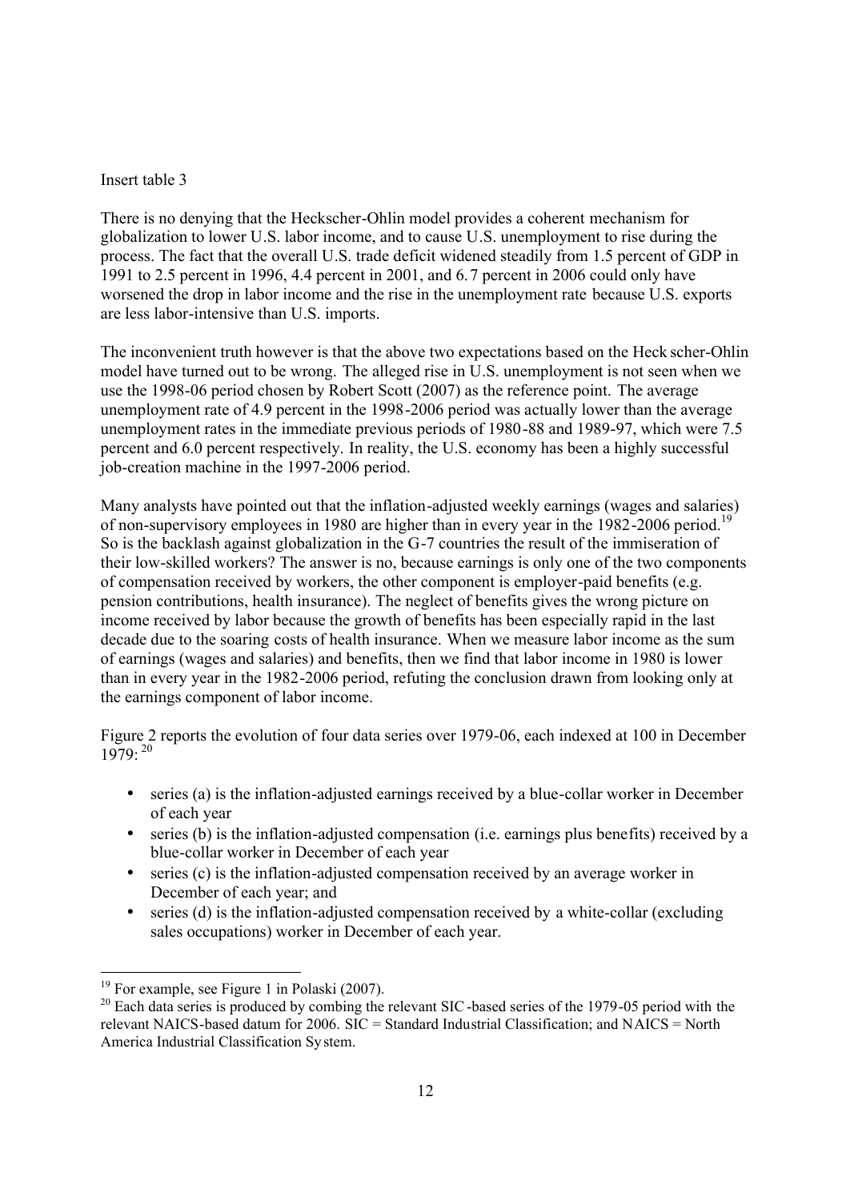Insert table 3

There is no denying that the Heckscher-Ohlin model provides a coherent mechanism for globalization to lower U.S. labor income, and to cause U.S. unemployment to rise during the process. The fact that the overall U.S. trade deficit widened steadily from 1.5 percent of GDP in 1991 to 2.5 percent in 1996, 4.4 percent in 2001, and 6.7 percent in 2006 could only have worsened the drop in labor income and the rise in the unemployment rate because U.S. exports are less labor-intensive than U.S. imports.

The inconvenient truth however is that the above two expectations based on the Heckscher-Ohlin model have turned out to be wrong. The alleged rise in U.S. unemployment is not seen when we use the 1998-06 period chosen by Robert Scott (2007) as the reference point. The average unemployment rate of 4.9 percent in the 1998-2006 period was actually lower than the average unemployment rates in the immediate previous periods of 1980-88 and 1989-97, which were 7.5 percent and 6.0 percent respectively. In reality, the U.S. economy has been a highly successful job-creation machine in the 1997-2006 period.

Many analysts have pointed out that the inflation-adjusted weekly earnings (wages and salaries) of non-supervisory employees in 1980 are higher than in every year in the 1982-2006 period.[19] So is the backlash against globalization in the G-7 countries the result of the immiseration of their low-skilled workers? The answer is no, because earnings is only one of the two components of compensation received by workers, the other component is employer-paid benefits (e.g. pension contributions, health insurance). The neglect of benefits gives the wrong picture on income received by labor because the growth of benefits has been especially rapid in the last decade due to the soaring costs of health insurance. When we measure labor income as the sum of earnings (wages and salaries) and benefits, then we find that labor income in 1980 is lower than in every year in the 1982-2006 period, refuting the conclusion drawn from looking only at the earnings component of labor income.

Figure 2 reports the evolution of four data series over 1979-06, each indexed at 100 in December 1979: [20]

- series (a) is the inflation-adjusted earnings received by a blue-collar worker in December of each year
- series (b) is the inflation-adjusted compensation (i.e. earnings plus benefits) received by a blue-collar worker in December of each year
- series (c) is the inflation-adjusted compensation received by an average worker in December of each year; and
- series (d) is the inflation-adjusted compensation received by a white-collar (excluding sales occupations) worker in December of each year.

[19] For example, see Figure 1 in Polaski (2007).

[20] Each data series is produced by combing the relevant SIC-based series of the 1979-05 period with the relevant NAICS-based datum for 2006. SIC = Standard Industrial Classification; and NAICS = North America Industrial Classification System.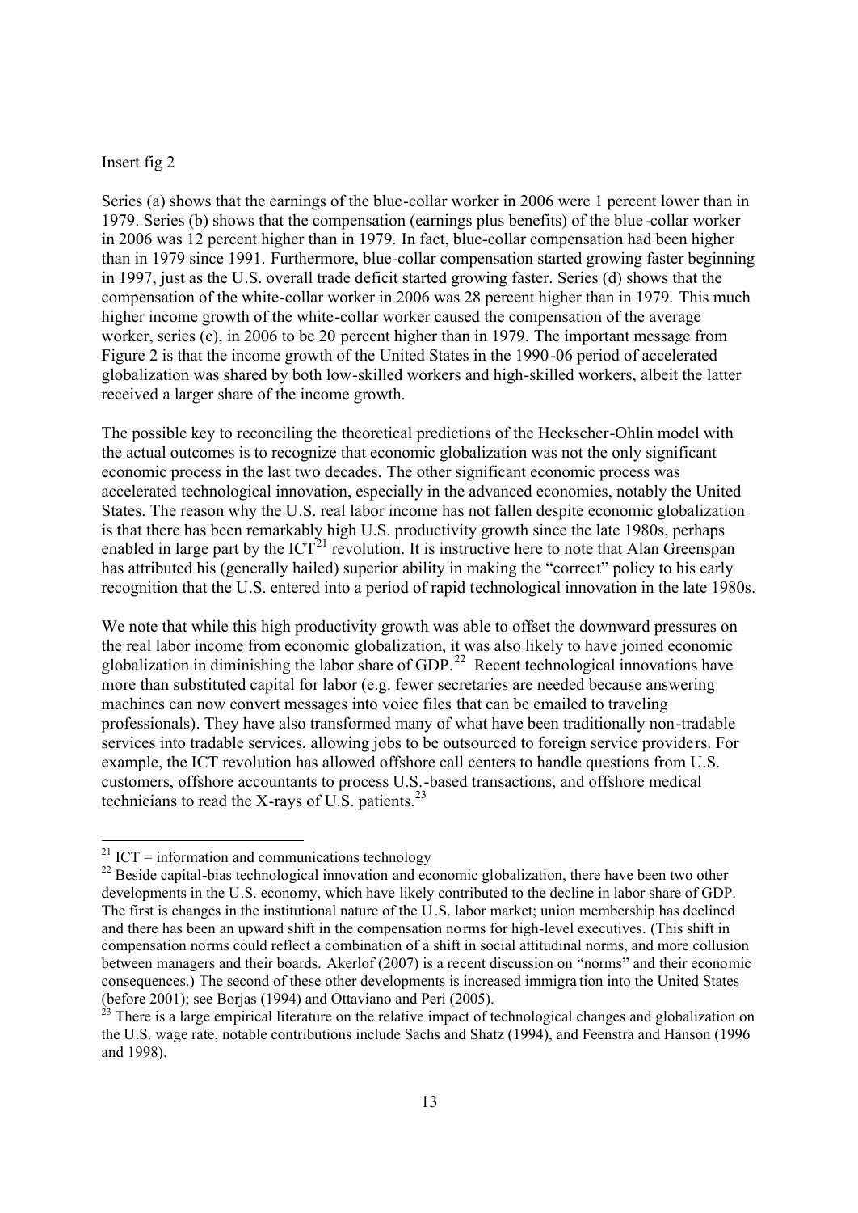Insert fig 2

Series (a) shows that the earnings of the blue-collar worker in 2006 were 1 percent lower than in 1979. Series (b) shows that the compensation (earnings plus benefits) of the blue-collar worker in 2006 was 12 percent higher than in 1979. In fact, blue-collar compensation had been higher than in 1979 since 1991. Furthermore, blue-collar compensation started growing faster beginning in 1997, just as the U.S. overall trade deficit started growing faster. Series (d) shows that the compensation of the white-collar worker in 2006 was 28 percent higher than in 1979. This much higher income growth of the white-collar worker caused the compensation of the average worker, series (c), in 2006 to be 20 percent higher than in 1979. The important message from Figure 2 is that the income growth of the United States in the 1990-06 period of accelerated globalization was shared by both low-skilled workers and high-skilled workers, albeit the latter received a larger share of the income growth.

The possible key to reconciling the theoretical predictions of the Heckscher-Ohlin model with the actual outcomes is to recognize that economic globalization was not the only significant economic process in the last two decades. The other significant economic process was accelerated technological innovation, especially in the advanced economies, notably the United States. The reason why the U.S. real labor income has not fallen despite economic globalization is that there has been remarkably high U.S. productivity growth since the late 1980s, perhaps enabled in large part by the ICT[21] revolution. It is instructive here to note that Alan Greenspan has attributed his (generally hailed) superior ability in making the "correct" policy to his early recognition that the U.S. entered into a period of rapid technological innovation in the late 1980s.

We note that while this high productivity growth was able to offset the downward pressures on the real labor income from economic globalization, it was also likely to have joined economic globalization in diminishing the labor share of GDP.[22] Recent technological innovations have more than substituted capital for labor (e.g. fewer secretaries are needed because answering machines can now convert messages into voice files that can be emailed to traveling professionals). They have also transformed many of what have been traditionally non-tradable services into tradable services, allowing jobs to be outsourced to foreign service providers. For example, the ICT revolution has allowed offshore call centers to handle questions from U.S. customers, offshore accountants to process U.S.-based transactions, and offshore medical technicians to read the X-rays of U.S. patients.[23]

[21] ICT = information and communications technology

[22] Beside capital-bias technological innovation and economic globalization, there have been two other developments in the U.S. economy, which have likely contributed to the decline in labor share of GDP. The first is changes in the institutional nature of the U.S. labor market; union membership has declined and there has been an upward shift in the compensation norms for high-level executives. (This shift in compensation norms could reflect a combination of a shift in social attitudinal norms, and more collusion between managers and their boards. Akerlof (2007) is a recent discussion on "norms" and their economic consequences.) The second of these other developments is increased immigration into the United States (before 2001); see Borjas (1994) and Ottaviano and Peri (2005).

[23] There is a large empirical literature on the relative impact of technological changes and globalization on the U.S. wage rate, notable contributions include Sachs and Shatz (1994), and Feenstra and Hanson (1996 and 1998).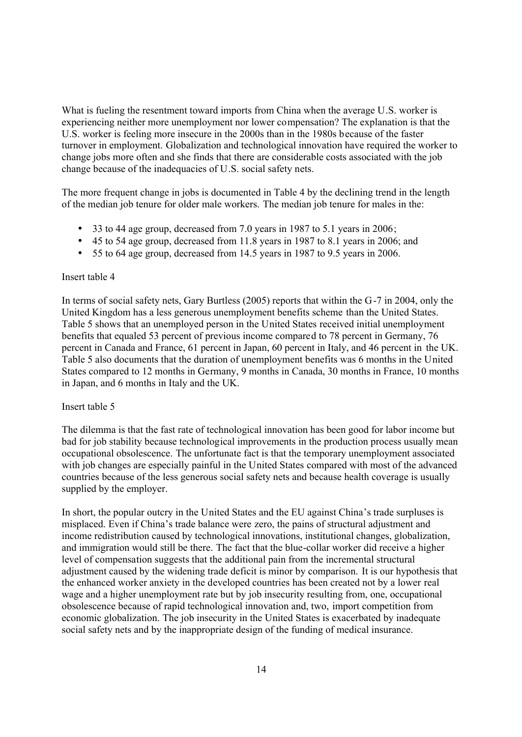What is fueling the resentment toward imports from China when the average U.S. worker is experiencing neither more unemployment nor lower compensation? The explanation is that the U.S. worker is feeling more insecure in the 2000s than in the 1980s because of the faster turnover in employment. Globalization and technological innovation have required the worker to change jobs more often and she finds that there are considerable costs associated with the job change because of the inadequacies of U.S. social safety nets.

The more frequent change in jobs is documented in Table 4 by the declining trend in the length of the median job tenure for older male workers. The median job tenure for males in the:

- 33 to 44 age group, decreased from 7.0 years in 1987 to 5.1 years in 2006;
- 45 to 54 age group, decreased from 11.8 years in 1987 to 8.1 years in 2006; and
- 55 to 64 age group, decreased from 14.5 years in 1987 to 9.5 years in 2006.

Insert table 4

In terms of social safety nets, Gary Burtless (2005) reports that within the G-7 in 2004, only the United Kingdom has a less generous unemployment benefits scheme than the United States. Table 5 shows that an unemployed person in the United States received initial unemployment benefits that equaled 53 percent of previous income compared to 78 percent in Germany, 76 percent in Canada and France, 61 percent in Japan, 60 percent in Italy, and 46 percent in the UK. Table 5 also documents that the duration of unemployment benefits was 6 months in the United States compared to 12 months in Germany, 9 months in Canada, 30 months in France, 10 months in Japan, and 6 months in Italy and the UK.

Insert table 5

The dilemma is that the fast rate of technological innovation has been good for labor income but bad for job stability because technological improvements in the production process usually mean occupational obsolescence. The unfortunate fact is that the temporary unemployment associated with job changes are especially painful in the United States compared with most of the advanced countries because of the less generous social safety nets and because health coverage is usually supplied by the employer.

In short, the popular outcry in the United States and the EU against China's trade surpluses is misplaced. Even if China's trade balance were zero, the pains of structural adjustment and income redistribution caused by technological innovations, institutional changes, globalization, and immigration would still be there. The fact that the blue-collar worker did receive a higher level of compensation suggests that the additional pain from the incremental structural adjustment caused by the widening trade deficit is minor by comparison. It is our hypothesis that the enhanced worker anxiety in the developed countries has been created not by a lower real wage and a higher unemployment rate but by job insecurity resulting from, one, occupational obsolescence because of rapid technological innovation and, two, import competition from economic globalization. The job insecurity in the United States is exacerbated by inadequate social safety nets and by the inappropriate design of the funding of medical insurance.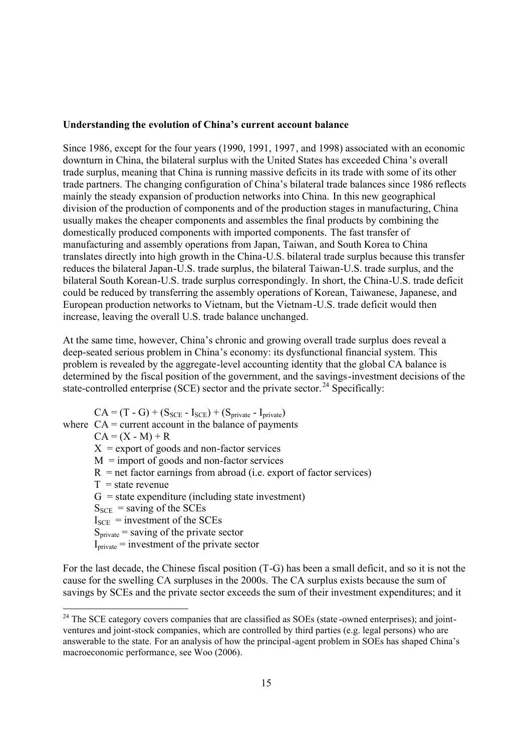**Understanding the evolution of China's current account balance**

Since 1986, except for the four years (1990, 1991, 1997, and 1998) associated with an economic downturn in China, the bilateral surplus with the United States has exceeded China's overall trade surplus, meaning that China is running massive deficits in its trade with some of its other trade partners. The changing configuration of China's bilateral trade balances since 1986 reflects mainly the steady expansion of production networks into China. In this new geographical division of the production of components and of the production stages in manufacturing, China usually makes the cheaper components and assembles the final products by combining the domestically produced components with imported components. The fast transfer of manufacturing and assembly operations from Japan, Taiwan, and South Korea to China translates directly into high growth in the China-U.S. bilateral trade surplus because this transfer reduces the bilateral Japan-U.S. trade surplus, the bilateral Taiwan-U.S. trade surplus, and the bilateral South Korean-U.S. trade surplus correspondingly. In short, the China-U.S. trade deficit could be reduced by transferring the assembly operations of Korean, Taiwanese, Japanese, and European production networks to Vietnam, but the Vietnam-U.S. trade deficit would then increase, leaving the overall U.S. trade balance unchanged.

At the same time, however, China's chronic and growing overall trade surplus does reveal a deep-seated serious problem in China's economy: its dysfunctional financial system. This problem is revealed by the aggregate-level accounting identity that the global CA balance is determined by the fiscal position of the government, and the savings-investment decisions of the state-controlled enterprise (SCE) sector and the private sector.[24] Specifically:

$$CA = (T - G) + (S_{SCE} - I_{SCE}) + (S_{private} - I_{private})$$

where $CA$ = current account in the balance of payments

$CA = (X - M) + R$

$X$ = export of goods and non-factor services

$M$ = import of goods and non-factor services

$R$ = net factor earnings from abroad (i.e. export of factor services)

$T$ = state revenue

$G$ = state expenditure (including state investment)

$S_{SCE}$ = saving of the SCEs

$I_{SCE}$ = investment of the SCEs

$S_{private}$ = saving of the private sector

$I_{private}$ = investment of the private sector

For the last decade, the Chinese fiscal position (T-G) has been a small deficit, and so it is not the cause for the swelling CA surpluses in the 2000s. The CA surplus exists because the sum of savings by SCEs and the private sector exceeds the sum of their investment expenditures; and it

[24] The SCE category covers companies that are classified as SOEs (state-owned enterprises); and joint-ventures and joint-stock companies, which are controlled by third parties (e.g. legal persons) who are answerable to the state. For an analysis of how the principal-agent problem in SOEs has shaped China's macroeconomic performance, see Woo (2006).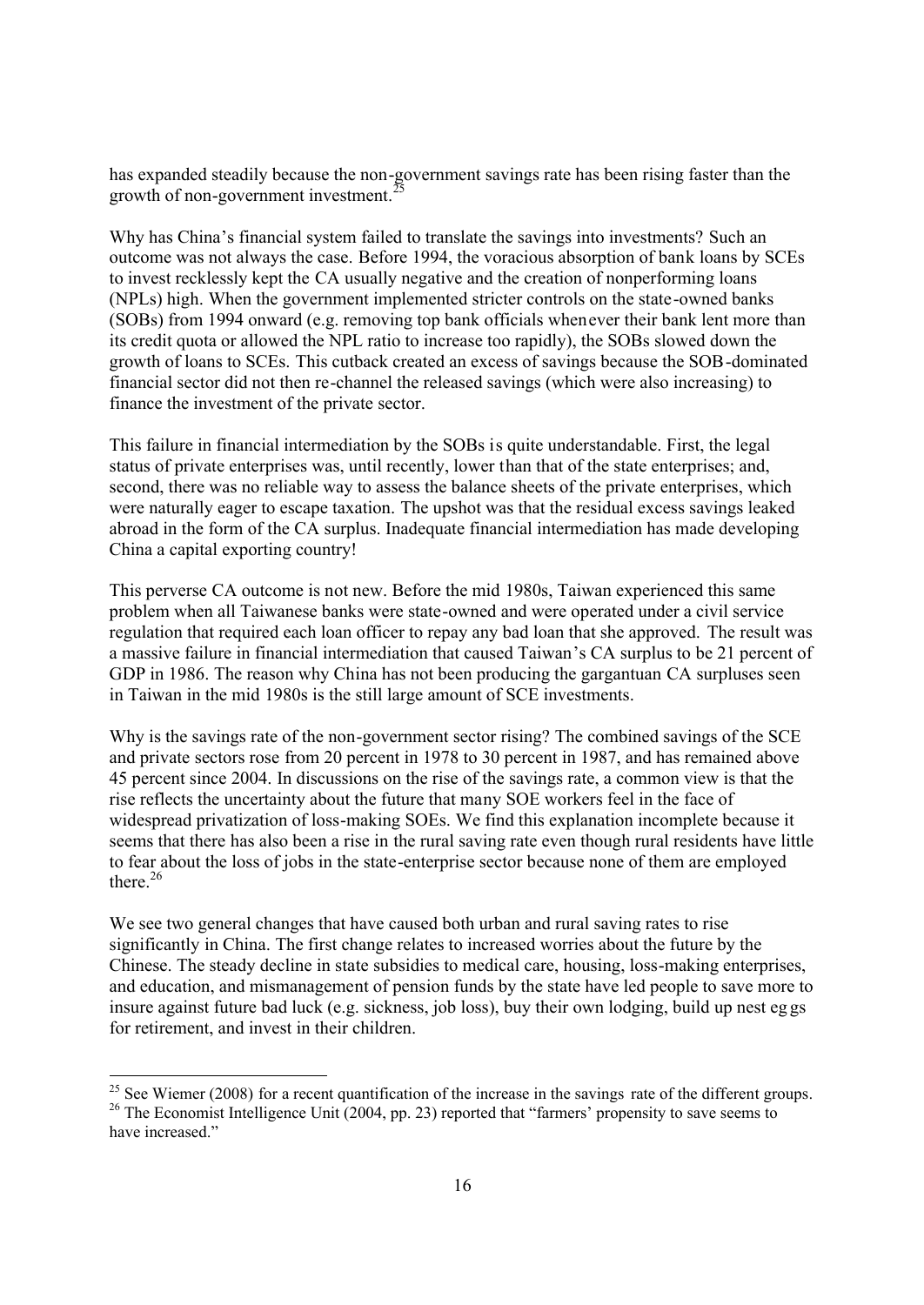has expanded steadily because the non-government savings rate has been rising faster than the growth of non-government investment.[25]

Why has China's financial system failed to translate the savings into investments? Such an outcome was not always the case. Before 1994, the voracious absorption of bank loans by SCEs to invest recklessly kept the CA usually negative and the creation of nonperforming loans (NPLs) high. When the government implemented stricter controls on the state-owned banks (SOBs) from 1994 onward (e.g. removing top bank officials whenever their bank lent more than its credit quota or allowed the NPL ratio to increase too rapidly), the SOBs slowed down the growth of loans to SCEs. This cutback created an excess of savings because the SOB-dominated financial sector did not then re-channel the released savings (which were also increasing) to finance the investment of the private sector.

This failure in financial intermediation by the SOBs is quite understandable. First, the legal status of private enterprises was, until recently, lower than that of the state enterprises; and, second, there was no reliable way to assess the balance sheets of the private enterprises, which were naturally eager to escape taxation. The upshot was that the residual excess savings leaked abroad in the form of the CA surplus. Inadequate financial intermediation has made developing China a capital exporting country!

This perverse CA outcome is not new. Before the mid 1980s, Taiwan experienced this same problem when all Taiwanese banks were state-owned and were operated under a civil service regulation that required each loan officer to repay any bad loan that she approved. The result was a massive failure in financial intermediation that caused Taiwan's CA surplus to be 21 percent of GDP in 1986. The reason why China has not been producing the gargantuan CA surpluses seen in Taiwan in the mid 1980s is the still large amount of SCE investments.

Why is the savings rate of the non-government sector rising? The combined savings of the SCE and private sectors rose from 20 percent in 1978 to 30 percent in 1987, and has remained above 45 percent since 2004. In discussions on the rise of the savings rate, a common view is that the rise reflects the uncertainty about the future that many SOE workers feel in the face of widespread privatization of loss-making SOEs. We find this explanation incomplete because it seems that there has also been a rise in the rural saving rate even though rural residents have little to fear about the loss of jobs in the state-enterprise sector because none of them are employed there.[26]

We see two general changes that have caused both urban and rural saving rates to rise significantly in China. The first change relates to increased worries about the future by the Chinese. The steady decline in state subsidies to medical care, housing, loss-making enterprises, and education, and mismanagement of pension funds by the state have led people to save more to insure against future bad luck (e.g. sickness, job loss), buy their own lodging, build up nest eggs for retirement, and invest in their children.

---

[25] See Wiemer (2008) for a recent quantification of the increase in the savings rate of the different groups.

[26] The Economist Intelligence Unit (2004, pp. 23) reported that "farmers' propensity to save seems to have increased."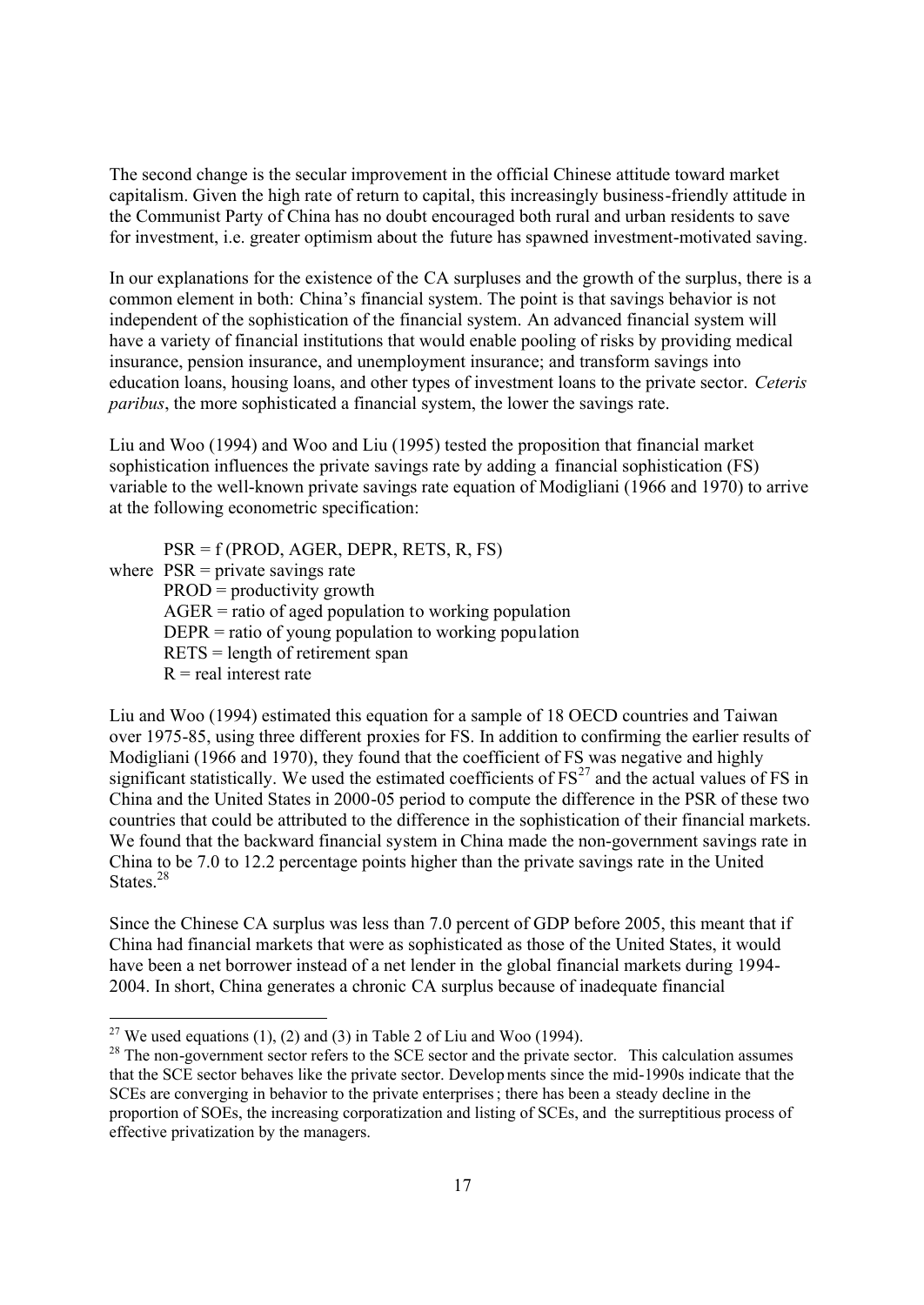The second change is the secular improvement in the official Chinese attitude toward market capitalism. Given the high rate of return to capital, this increasingly business-friendly attitude in the Communist Party of China has no doubt encouraged both rural and urban residents to save for investment, i.e. greater optimism about the future has spawned investment-motivated saving.

In our explanations for the existence of the CA surpluses and the growth of the surplus, there is a common element in both: China's financial system. The point is that savings behavior is not independent of the sophistication of the financial system. An advanced financial system will have a variety of financial institutions that would enable pooling of risks by providing medical insurance, pension insurance, and unemployment insurance; and transform savings into education loans, housing loans, and other types of investment loans to the private sector. *Ceteris paribus*, the more sophisticated a financial system, the lower the savings rate.

Liu and Woo (1994) and Woo and Liu (1995) tested the proposition that financial market sophistication influences the private savings rate by adding a financial sophistication (FS) variable to the well-known private savings rate equation of Modigliani (1966 and 1970) to arrive at the following econometric specification:

$$PSR = f\,(PROD, AGER, DEPR, RETS, R, FS)$$

where PSR = private savings rate
PROD = productivity growth
AGER = ratio of aged population to working population
DEPR = ratio of young population to working population
RETS = length of retirement span
R = real interest rate

Liu and Woo (1994) estimated this equation for a sample of 18 OECD countries and Taiwan over 1975-85, using three different proxies for FS. In addition to confirming the earlier results of Modigliani (1966 and 1970), they found that the coefficient of FS was negative and highly significant statistically. We used the estimated coefficients of FS[27] and the actual values of FS in China and the United States in 2000-05 period to compute the difference in the PSR of these two countries that could be attributed to the difference in the sophistication of their financial markets. We found that the backward financial system in China made the non-government savings rate in China to be 7.0 to 12.2 percentage points higher than the private savings rate in the United States.[28]

Since the Chinese CA surplus was less than 7.0 percent of GDP before 2005, this meant that if China had financial markets that were as sophisticated as those of the United States, it would have been a net borrower instead of a net lender in the global financial markets during 1994-2004. In short, China generates a chronic CA surplus because of inadequate financial

---

[27] We used equations (1), (2) and (3) in Table 2 of Liu and Woo (1994).

[28] The non-government sector refers to the SCE sector and the private sector. This calculation assumes that the SCE sector behaves like the private sector. Developments since the mid-1990s indicate that the SCEs are converging in behavior to the private enterprises; there has been a steady decline in the proportion of SOEs, the increasing corporatization and listing of SCEs, and the surreptitious process of effective privatization by the managers.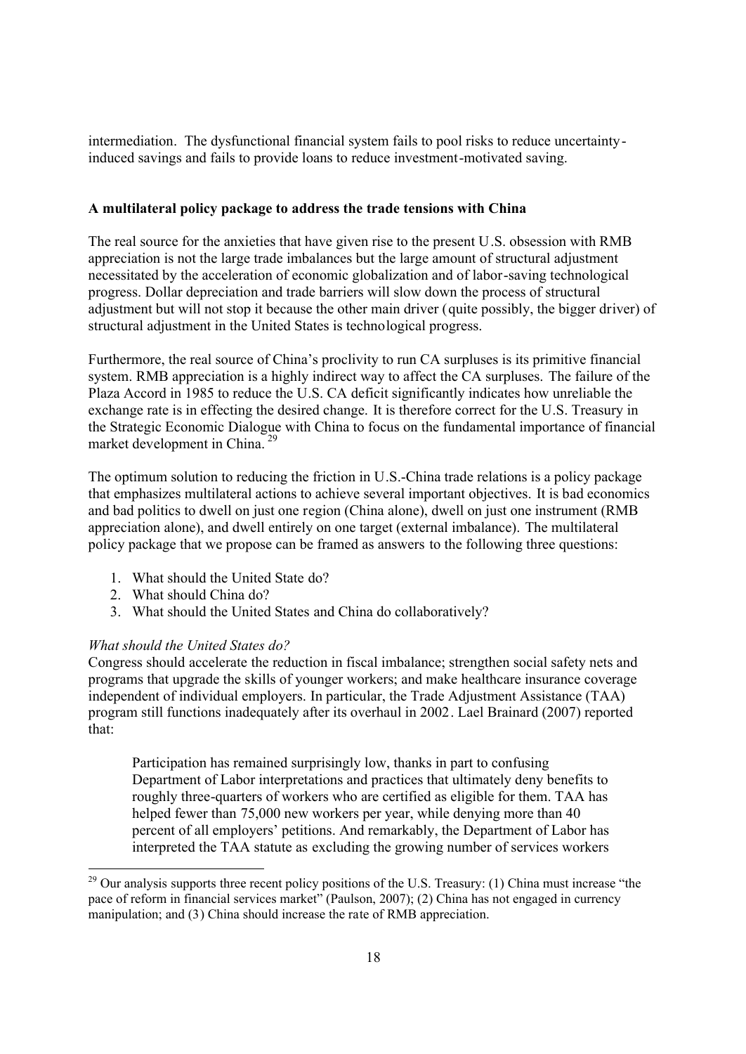intermediation. The dysfunctional financial system fails to pool risks to reduce uncertainty-induced savings and fails to provide loans to reduce investment-motivated saving.

**A multilateral policy package to address the trade tensions with China**

The real source for the anxieties that have given rise to the present U.S. obsession with RMB appreciation is not the large trade imbalances but the large amount of structural adjustment necessitated by the acceleration of economic globalization and of labor-saving technological progress. Dollar depreciation and trade barriers will slow down the process of structural adjustment but will not stop it because the other main driver (quite possibly, the bigger driver) of structural adjustment in the United States is technological progress.

Furthermore, the real source of China's proclivity to run CA surpluses is its primitive financial system. RMB appreciation is a highly indirect way to affect the CA surpluses. The failure of the Plaza Accord in 1985 to reduce the U.S. CA deficit significantly indicates how unreliable the exchange rate is in effecting the desired change. It is therefore correct for the U.S. Treasury in the Strategic Economic Dialogue with China to focus on the fundamental importance of financial market development in China.[29]

The optimum solution to reducing the friction in U.S.-China trade relations is a policy package that emphasizes multilateral actions to achieve several important objectives. It is bad economics and bad politics to dwell on just one region (China alone), dwell on just one instrument (RMB appreciation alone), and dwell entirely on one target (external imbalance). The multilateral policy package that we propose can be framed as answers to the following three questions:

1. What should the United State do?
2. What should China do?
3. What should the United States and China do collaboratively?

*What should the United States do?*
Congress should accelerate the reduction in fiscal imbalance; strengthen social safety nets and programs that upgrade the skills of younger workers; and make healthcare insurance coverage independent of individual employers. In particular, the Trade Adjustment Assistance (TAA) program still functions inadequately after its overhaul in 2002. Lael Brainard (2007) reported that:

> Participation has remained surprisingly low, thanks in part to confusing Department of Labor interpretations and practices that ultimately deny benefits to roughly three-quarters of workers who are certified as eligible for them. TAA has helped fewer than 75,000 new workers per year, while denying more than 40 percent of all employers' petitions. And remarkably, the Department of Labor has interpreted the TAA statute as excluding the growing number of services workers

[29] Our analysis supports three recent policy positions of the U.S. Treasury: (1) China must increase "the pace of reform in financial services market" (Paulson, 2007); (2) China has not engaged in currency manipulation; and (3) China should increase the rate of RMB appreciation.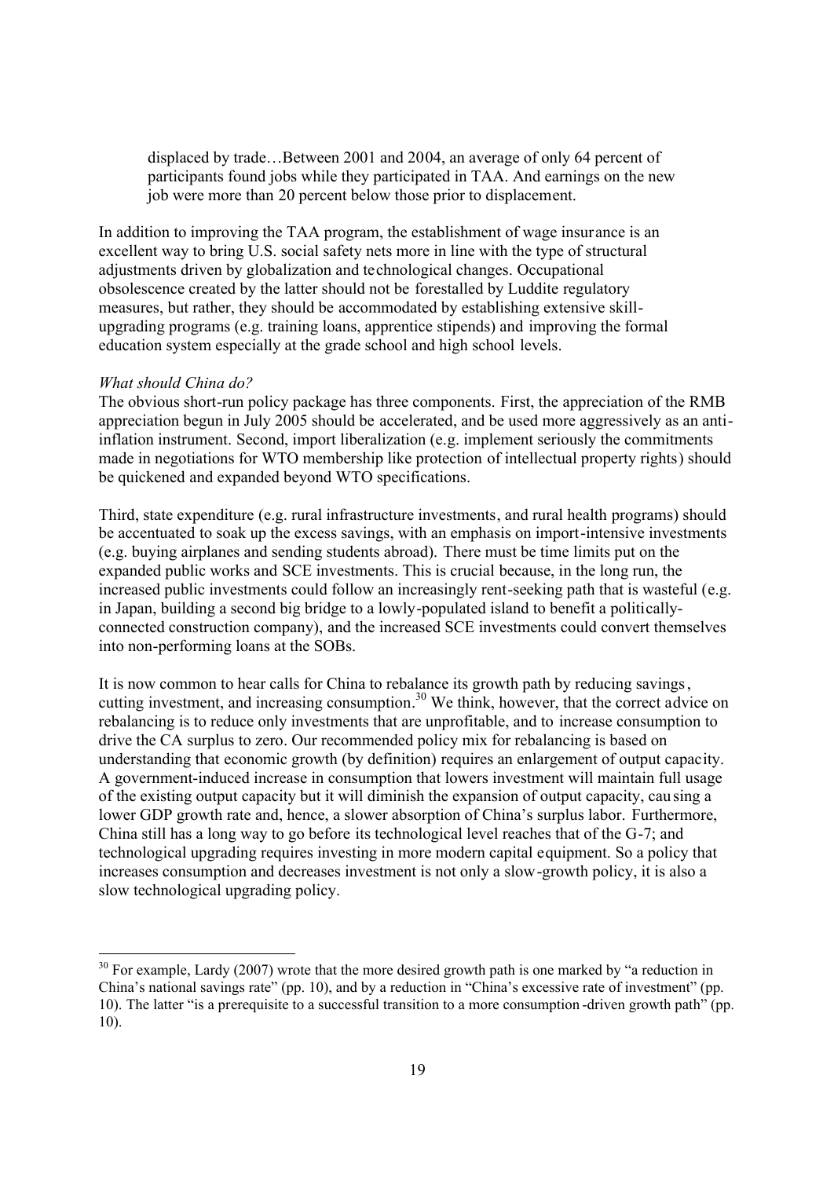> displaced by trade…Between 2001 and 2004, an average of only 64 percent of participants found jobs while they participated in TAA. And earnings on the new job were more than 20 percent below those prior to displacement.

In addition to improving the TAA program, the establishment of wage insurance is an excellent way to bring U.S. social safety nets more in line with the type of structural adjustments driven by globalization and technological changes. Occupational obsolescence created by the latter should not be forestalled by Luddite regulatory measures, but rather, they should be accommodated by establishing extensive skill-upgrading programs (e.g. training loans, apprentice stipends) and improving the formal education system especially at the grade school and high school levels.

*What should China do?*

The obvious short-run policy package has three components. First, the appreciation of the RMB appreciation begun in July 2005 should be accelerated, and be used more aggressively as an anti-inflation instrument. Second, import liberalization (e.g. implement seriously the commitments made in negotiations for WTO membership like protection of intellectual property rights) should be quickened and expanded beyond WTO specifications.

Third, state expenditure (e.g. rural infrastructure investments, and rural health programs) should be accentuated to soak up the excess savings, with an emphasis on import-intensive investments (e.g. buying airplanes and sending students abroad). There must be time limits put on the expanded public works and SCE investments. This is crucial because, in the long run, the increased public investments could follow an increasingly rent-seeking path that is wasteful (e.g. in Japan, building a second big bridge to a lowly-populated island to benefit a politically-connected construction company), and the increased SCE investments could convert themselves into non-performing loans at the SOBs.

It is now common to hear calls for China to rebalance its growth path by reducing savings, cutting investment, and increasing consumption.[30] We think, however, that the correct advice on rebalancing is to reduce only investments that are unprofitable, and to increase consumption to drive the CA surplus to zero. Our recommended policy mix for rebalancing is based on understanding that economic growth (by definition) requires an enlargement of output capacity. A government-induced increase in consumption that lowers investment will maintain full usage of the existing output capacity but it will diminish the expansion of output capacity, causing a lower GDP growth rate and, hence, a slower absorption of China's surplus labor. Furthermore, China still has a long way to go before its technological level reaches that of the G-7; and technological upgrading requires investing in more modern capital equipment. So a policy that increases consumption and decreases investment is not only a slow-growth policy, it is also a slow technological upgrading policy.

---

[30] For example, Lardy (2007) wrote that the more desired growth path is one marked by "a reduction in China's national savings rate" (pp. 10), and by a reduction in "China's excessive rate of investment" (pp. 10). The latter "is a prerequisite to a successful transition to a more consumption-driven growth path" (pp. 10).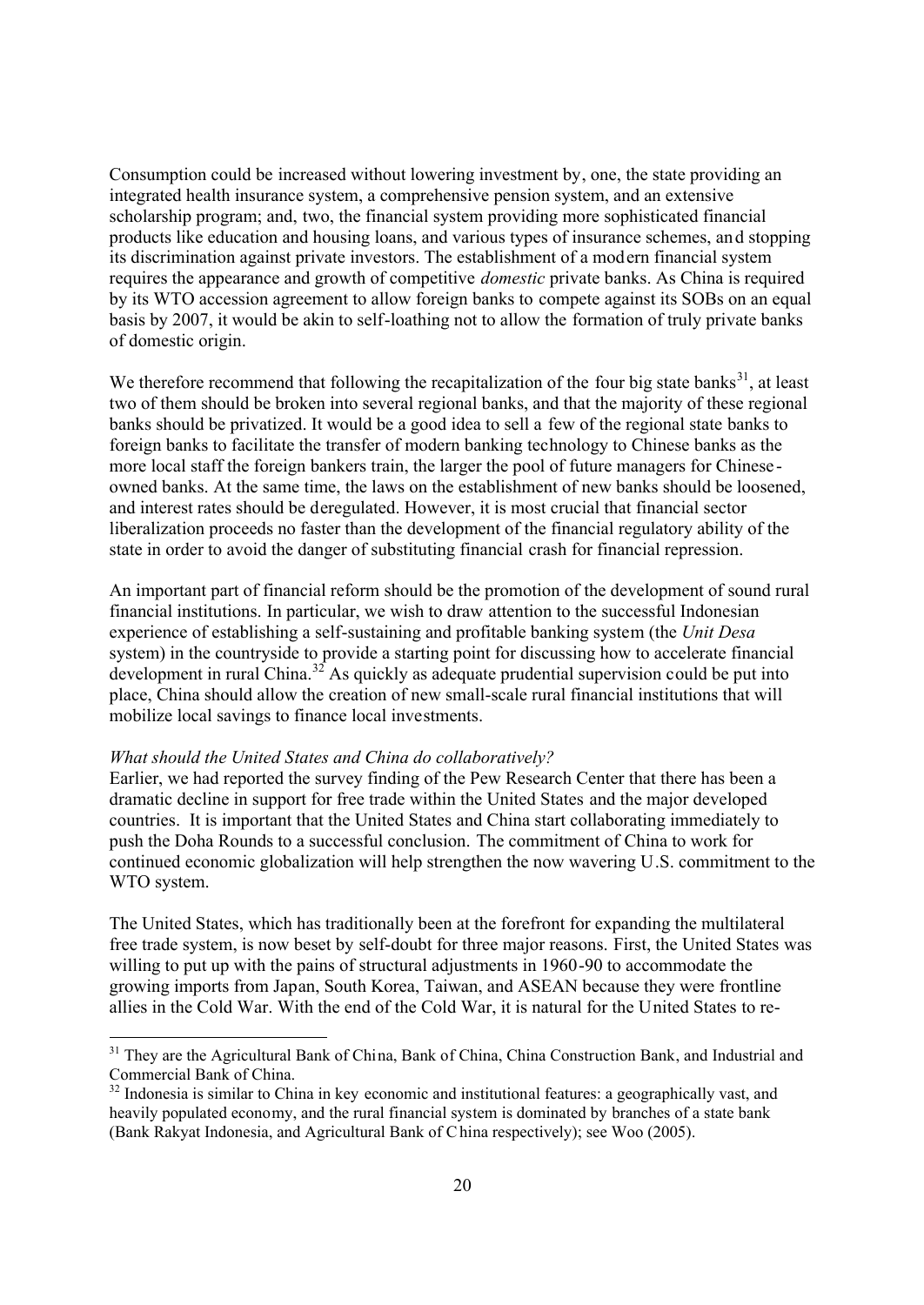Consumption could be increased without lowering investment by, one, the state providing an integrated health insurance system, a comprehensive pension system, and an extensive scholarship program; and, two, the financial system providing more sophisticated financial products like education and housing loans, and various types of insurance schemes, and stopping its discrimination against private investors. The establishment of a modern financial system requires the appearance and growth of competitive *domestic* private banks. As China is required by its WTO accession agreement to allow foreign banks to compete against its SOBs on an equal basis by 2007, it would be akin to self-loathing not to allow the formation of truly private banks of domestic origin.

We therefore recommend that following the recapitalization of the four big state banks[31], at least two of them should be broken into several regional banks, and that the majority of these regional banks should be privatized. It would be a good idea to sell a few of the regional state banks to foreign banks to facilitate the transfer of modern banking technology to Chinese banks as the more local staff the foreign bankers train, the larger the pool of future managers for Chinese-owned banks. At the same time, the laws on the establishment of new banks should be loosened, and interest rates should be deregulated. However, it is most crucial that financial sector liberalization proceeds no faster than the development of the financial regulatory ability of the state in order to avoid the danger of substituting financial crash for financial repression.

An important part of financial reform should be the promotion of the development of sound rural financial institutions. In particular, we wish to draw attention to the successful Indonesian experience of establishing a self-sustaining and profitable banking system (the *Unit Desa* system) in the countryside to provide a starting point for discussing how to accelerate financial development in rural China.[32] As quickly as adequate prudential supervision could be put into place, China should allow the creation of new small-scale rural financial institutions that will mobilize local savings to finance local investments.

*What should the United States and China do collaboratively?*

Earlier, we had reported the survey finding of the Pew Research Center that there has been a dramatic decline in support for free trade within the United States and the major developed countries. It is important that the United States and China start collaborating immediately to push the Doha Rounds to a successful conclusion. The commitment of China to work for continued economic globalization will help strengthen the now wavering U.S. commitment to the WTO system.

The United States, which has traditionally been at the forefront for expanding the multilateral free trade system, is now beset by self-doubt for three major reasons. First, the United States was willing to put up with the pains of structural adjustments in 1960-90 to accommodate the growing imports from Japan, South Korea, Taiwan, and ASEAN because they were frontline allies in the Cold War. With the end of the Cold War, it is natural for the United States to re-

[31] They are the Agricultural Bank of China, Bank of China, China Construction Bank, and Industrial and Commercial Bank of China.

[32] Indonesia is similar to China in key economic and institutional features: a geographically vast, and heavily populated economy, and the rural financial system is dominated by branches of a state bank (Bank Rakyat Indonesia, and Agricultural Bank of China respectively); see Woo (2005).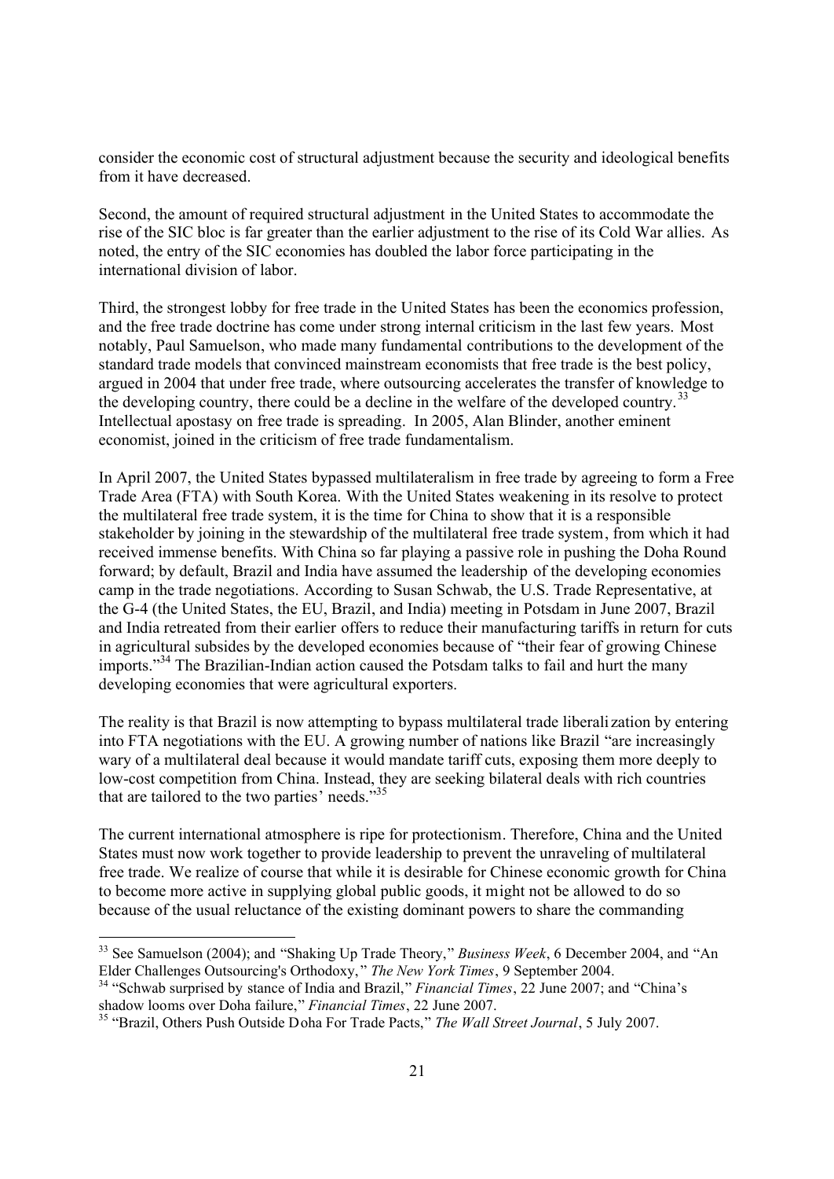consider the economic cost of structural adjustment because the security and ideological benefits from it have decreased.

Second, the amount of required structural adjustment in the United States to accommodate the rise of the SIC bloc is far greater than the earlier adjustment to the rise of its Cold War allies. As noted, the entry of the SIC economies has doubled the labor force participating in the international division of labor.

Third, the strongest lobby for free trade in the United States has been the economics profession, and the free trade doctrine has come under strong internal criticism in the last few years. Most notably, Paul Samuelson, who made many fundamental contributions to the development of the standard trade models that convinced mainstream economists that free trade is the best policy, argued in 2004 that under free trade, where outsourcing accelerates the transfer of knowledge to the developing country, there could be a decline in the welfare of the developed country.[33] Intellectual apostasy on free trade is spreading. In 2005, Alan Blinder, another eminent economist, joined in the criticism of free trade fundamentalism.

In April 2007, the United States bypassed multilateralism in free trade by agreeing to form a Free Trade Area (FTA) with South Korea. With the United States weakening in its resolve to protect the multilateral free trade system, it is the time for China to show that it is a responsible stakeholder by joining in the stewardship of the multilateral free trade system, from which it had received immense benefits. With China so far playing a passive role in pushing the Doha Round forward; by default, Brazil and India have assumed the leadership of the developing economies camp in the trade negotiations. According to Susan Schwab, the U.S. Trade Representative, at the G-4 (the United States, the EU, Brazil, and India) meeting in Potsdam in June 2007, Brazil and India retreated from their earlier offers to reduce their manufacturing tariffs in return for cuts in agricultural subsides by the developed economies because of "their fear of growing Chinese imports."[34] The Brazilian-Indian action caused the Potsdam talks to fail and hurt the many developing economies that were agricultural exporters.

The reality is that Brazil is now attempting to bypass multilateral trade liberalization by entering into FTA negotiations with the EU. A growing number of nations like Brazil "are increasingly wary of a multilateral deal because it would mandate tariff cuts, exposing them more deeply to low-cost competition from China. Instead, they are seeking bilateral deals with rich countries that are tailored to the two parties' needs."[35]

The current international atmosphere is ripe for protectionism. Therefore, China and the United States must now work together to provide leadership to prevent the unraveling of multilateral free trade. We realize of course that while it is desirable for Chinese economic growth for China to become more active in supplying global public goods, it might not be allowed to do so because of the usual reluctance of the existing dominant powers to share the commanding

---

[33] See Samuelson (2004); and "Shaking Up Trade Theory," *Business Week*, 6 December 2004, and "An Elder Challenges Outsourcing's Orthodoxy," *The New York Times*, 9 September 2004.

[34] "Schwab surprised by stance of India and Brazil," *Financial Times*, 22 June 2007; and "China's shadow looms over Doha failure," *Financial Times*, 22 June 2007.

[35] "Brazil, Others Push Outside Doha For Trade Pacts," *The Wall Street Journal*, 5 July 2007.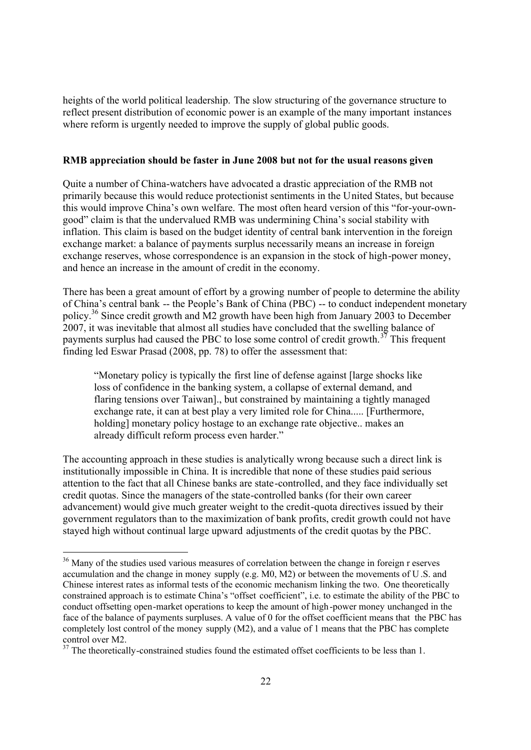heights of the world political leadership. The slow structuring of the governance structure to reflect present distribution of economic power is an example of the many important instances where reform is urgently needed to improve the supply of global public goods.

**RMB appreciation should be faster in June 2008 but not for the usual reasons given**

Quite a number of China-watchers have advocated a drastic appreciation of the RMB not primarily because this would reduce protectionist sentiments in the United States, but because this would improve China's own welfare. The most often heard version of this "for-your-own-good" claim is that the undervalued RMB was undermining China's social stability with inflation. This claim is based on the budget identity of central bank intervention in the foreign exchange market: a balance of payments surplus necessarily means an increase in foreign exchange reserves, whose correspondence is an expansion in the stock of high-power money, and hence an increase in the amount of credit in the economy.

There has been a great amount of effort by a growing number of people to determine the ability of China's central bank -- the People's Bank of China (PBC) -- to conduct independent monetary policy.[36] Since credit growth and M2 growth have been high from January 2003 to December 2007, it was inevitable that almost all studies have concluded that the swelling balance of payments surplus had caused the PBC to lose some control of credit growth.[37] This frequent finding led Eswar Prasad (2008, pp. 78) to offer the assessment that:

> "Monetary policy is typically the first line of defense against [large shocks like loss of confidence in the banking system, a collapse of external demand, and flaring tensions over Taiwan]., but constrained by maintaining a tightly managed exchange rate, it can at best play a very limited role for China..... [Furthermore, holding] monetary policy hostage to an exchange rate objective.. makes an already difficult reform process even harder."

The accounting approach in these studies is analytically wrong because such a direct link is institutionally impossible in China. It is incredible that none of these studies paid serious attention to the fact that all Chinese banks are state-controlled, and they face individually set credit quotas. Since the managers of the state-controlled banks (for their own career advancement) would give much greater weight to the credit-quota directives issued by their government regulators than to the maximization of bank profits, credit growth could not have stayed high without continual large upward adjustments of the credit quotas by the PBC.

---

[36] Many of the studies used various measures of correlation between the change in foreign r eserves accumulation and the change in money supply (e.g. M0, M2) or between the movements of U.S. and Chinese interest rates as informal tests of the economic mechanism linking the two. One theoretically constrained approach is to estimate China's "offset coefficient", i.e. to estimate the ability of the PBC to conduct offsetting open-market operations to keep the amount of high-power money unchanged in the face of the balance of payments surpluses. A value of 0 for the offset coefficient means that the PBC has completely lost control of the money supply (M2), and a value of 1 means that the PBC has complete control over M2.

[37] The theoretically-constrained studies found the estimated offset coefficients to be less than 1.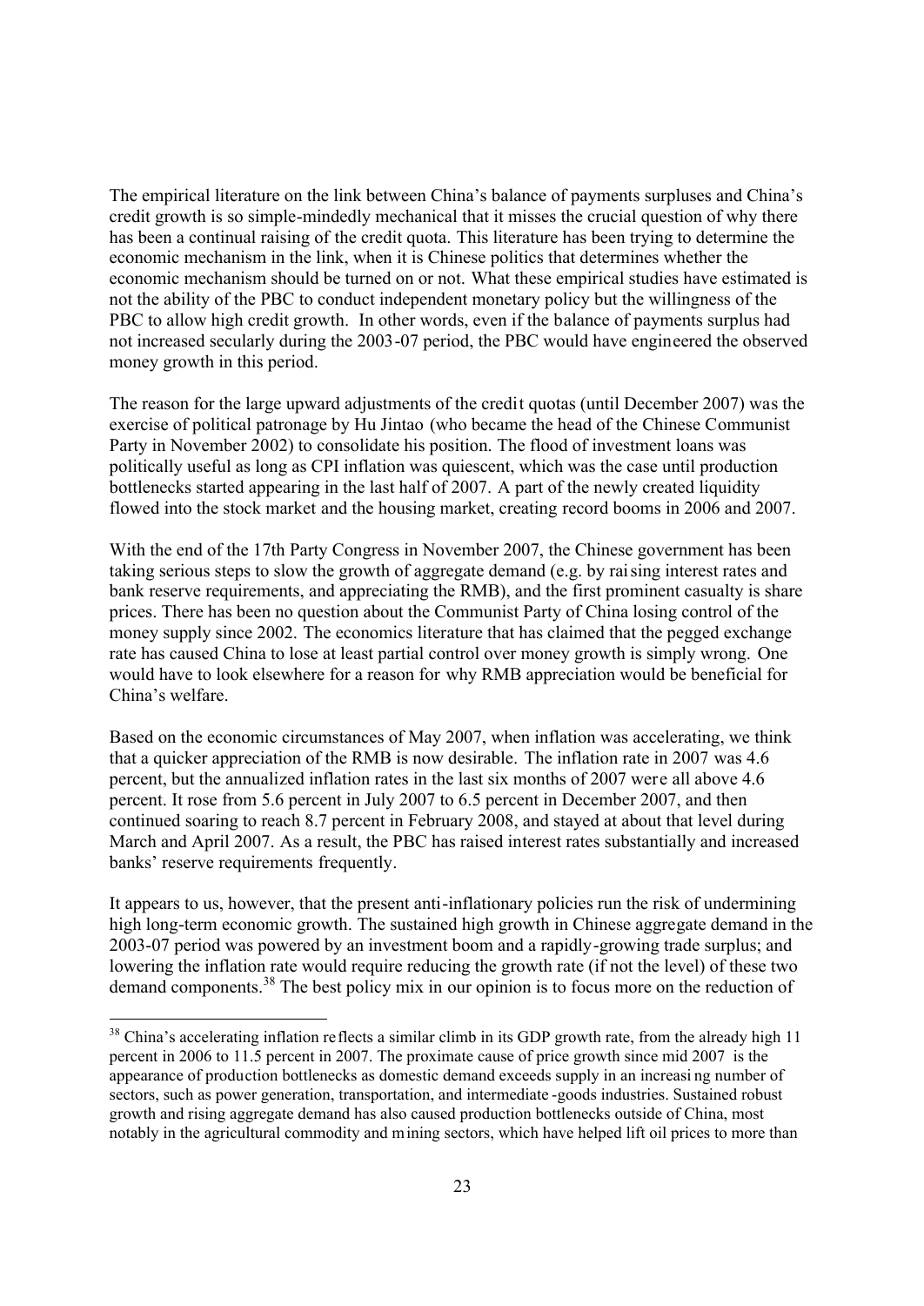The empirical literature on the link between China's balance of payments surpluses and China's credit growth is so simple-mindedly mechanical that it misses the crucial question of why there has been a continual raising of the credit quota. This literature has been trying to determine the economic mechanism in the link, when it is Chinese politics that determines whether the economic mechanism should be turned on or not. What these empirical studies have estimated is not the ability of the PBC to conduct independent monetary policy but the willingness of the PBC to allow high credit growth. In other words, even if the balance of payments surplus had not increased secularly during the 2003-07 period, the PBC would have engineered the observed money growth in this period.

The reason for the large upward adjustments of the credit quotas (until December 2007) was the exercise of political patronage by Hu Jintao (who became the head of the Chinese Communist Party in November 2002) to consolidate his position. The flood of investment loans was politically useful as long as CPI inflation was quiescent, which was the case until production bottlenecks started appearing in the last half of 2007. A part of the newly created liquidity flowed into the stock market and the housing market, creating record booms in 2006 and 2007.

With the end of the 17th Party Congress in November 2007, the Chinese government has been taking serious steps to slow the growth of aggregate demand (e.g. by raising interest rates and bank reserve requirements, and appreciating the RMB), and the first prominent casualty is share prices. There has been no question about the Communist Party of China losing control of the money supply since 2002. The economics literature that has claimed that the pegged exchange rate has caused China to lose at least partial control over money growth is simply wrong. One would have to look elsewhere for a reason for why RMB appreciation would be beneficial for China's welfare.

Based on the economic circumstances of May 2007, when inflation was accelerating, we think that a quicker appreciation of the RMB is now desirable. The inflation rate in 2007 was 4.6 percent, but the annualized inflation rates in the last six months of 2007 were all above 4.6 percent. It rose from 5.6 percent in July 2007 to 6.5 percent in December 2007, and then continued soaring to reach 8.7 percent in February 2008, and stayed at about that level during March and April 2007. As a result, the PBC has raised interest rates substantially and increased banks' reserve requirements frequently.

It appears to us, however, that the present anti-inflationary policies run the risk of undermining high long-term economic growth. The sustained high growth in Chinese aggregate demand in the 2003-07 period was powered by an investment boom and a rapidly-growing trade surplus; and lowering the inflation rate would require reducing the growth rate (if not the level) of these two demand components.[38] The best policy mix in our opinion is to focus more on the reduction of

[38] China's accelerating inflation reflects a similar climb in its GDP growth rate, from the already high 11 percent in 2006 to 11.5 percent in 2007. The proximate cause of price growth since mid 2007 is the appearance of production bottlenecks as domestic demand exceeds supply in an increasing number of sectors, such as power generation, transportation, and intermediate-goods industries. Sustained robust growth and rising aggregate demand has also caused production bottlenecks outside of China, most notably in the agricultural commodity and mining sectors, which have helped lift oil prices to more than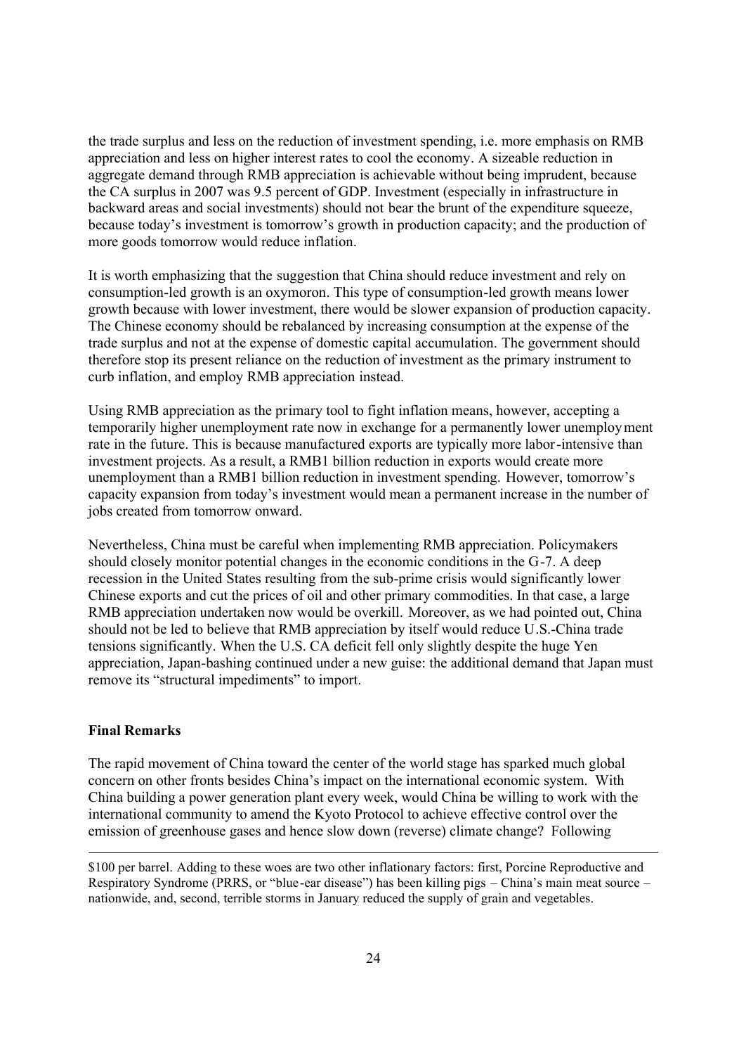the trade surplus and less on the reduction of investment spending, i.e. more emphasis on RMB appreciation and less on higher interest rates to cool the economy. A sizeable reduction in aggregate demand through RMB appreciation is achievable without being imprudent, because the CA surplus in 2007 was 9.5 percent of GDP. Investment (especially in infrastructure in backward areas and social investments) should not bear the brunt of the expenditure squeeze, because today's investment is tomorrow's growth in production capacity; and the production of more goods tomorrow would reduce inflation.

It is worth emphasizing that the suggestion that China should reduce investment and rely on consumption-led growth is an oxymoron. This type of consumption-led growth means lower growth because with lower investment, there would be slower expansion of production capacity. The Chinese economy should be rebalanced by increasing consumption at the expense of the trade surplus and not at the expense of domestic capital accumulation. The government should therefore stop its present reliance on the reduction of investment as the primary instrument to curb inflation, and employ RMB appreciation instead.

Using RMB appreciation as the primary tool to fight inflation means, however, accepting a temporarily higher unemployment rate now in exchange for a permanently lower unemployment rate in the future. This is because manufactured exports are typically more labor-intensive than investment projects. As a result, a RMB1 billion reduction in exports would create more unemployment than a RMB1 billion reduction in investment spending. However, tomorrow's capacity expansion from today's investment would mean a permanent increase in the number of jobs created from tomorrow onward.

Nevertheless, China must be careful when implementing RMB appreciation. Policymakers should closely monitor potential changes in the economic conditions in the G-7. A deep recession in the United States resulting from the sub-prime crisis would significantly lower Chinese exports and cut the prices of oil and other primary commodities. In that case, a large RMB appreciation undertaken now would be overkill. Moreover, as we had pointed out, China should not be led to believe that RMB appreciation by itself would reduce U.S.-China trade tensions significantly. When the U.S. CA deficit fell only slightly despite the huge Yen appreciation, Japan-bashing continued under a new guise: the additional demand that Japan must remove its "structural impediments" to import.

**Final Remarks**

The rapid movement of China toward the center of the world stage has sparked much global concern on other fronts besides China's impact on the international economic system. With China building a power generation plant every week, would China be willing to work with the international community to amend the Kyoto Protocol to achieve effective control over the emission of greenhouse gases and hence slow down (reverse) climate change? Following

---

\$100 per barrel. Adding to these woes are two other inflationary factors: first, Porcine Reproductive and Respiratory Syndrome (PRRS, or "blue-ear disease") has been killing pigs – China's main meat source – nationwide, and, second, terrible storms in January reduced the supply of grain and vegetables.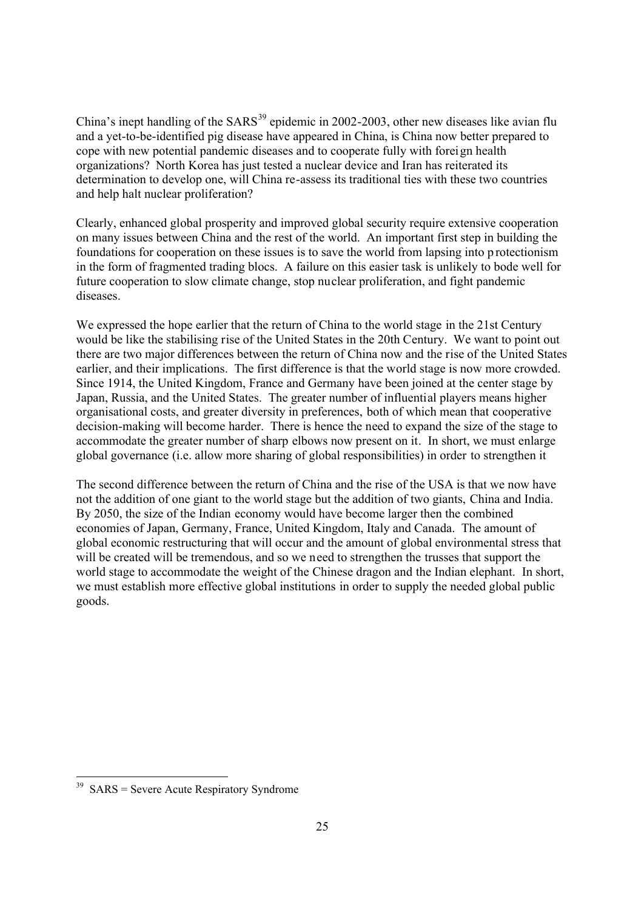China's inept handling of the SARS[39] epidemic in 2002-2003, other new diseases like avian flu and a yet-to-be-identified pig disease have appeared in China, is China now better prepared to cope with new potential pandemic diseases and to cooperate fully with foreign health organizations? North Korea has just tested a nuclear device and Iran has reiterated its determination to develop one, will China re-assess its traditional ties with these two countries and help halt nuclear proliferation?

Clearly, enhanced global prosperity and improved global security require extensive cooperation on many issues between China and the rest of the world. An important first step in building the foundations for cooperation on these issues is to save the world from lapsing into protectionism in the form of fragmented trading blocs. A failure on this easier task is unlikely to bode well for future cooperation to slow climate change, stop nuclear proliferation, and fight pandemic diseases.

We expressed the hope earlier that the return of China to the world stage in the 21st Century would be like the stabilising rise of the United States in the 20th Century. We want to point out there are two major differences between the return of China now and the rise of the United States earlier, and their implications. The first difference is that the world stage is now more crowded. Since 1914, the United Kingdom, France and Germany have been joined at the center stage by Japan, Russia, and the United States. The greater number of influential players means higher organisational costs, and greater diversity in preferences, both of which mean that cooperative decision-making will become harder. There is hence the need to expand the size of the stage to accommodate the greater number of sharp elbows now present on it. In short, we must enlarge global governance (i.e. allow more sharing of global responsibilities) in order to strengthen it

The second difference between the return of China and the rise of the USA is that we now have not the addition of one giant to the world stage but the addition of two giants, China and India. By 2050, the size of the Indian economy would have become larger then the combined economies of Japan, Germany, France, United Kingdom, Italy and Canada. The amount of global economic restructuring that will occur and the amount of global environmental stress that will be created will be tremendous, and so we need to strengthen the trusses that support the world stage to accommodate the weight of the Chinese dragon and the Indian elephant. In short, we must establish more effective global institutions in order to supply the needed global public goods.

[39] SARS = Severe Acute Respiratory Syndrome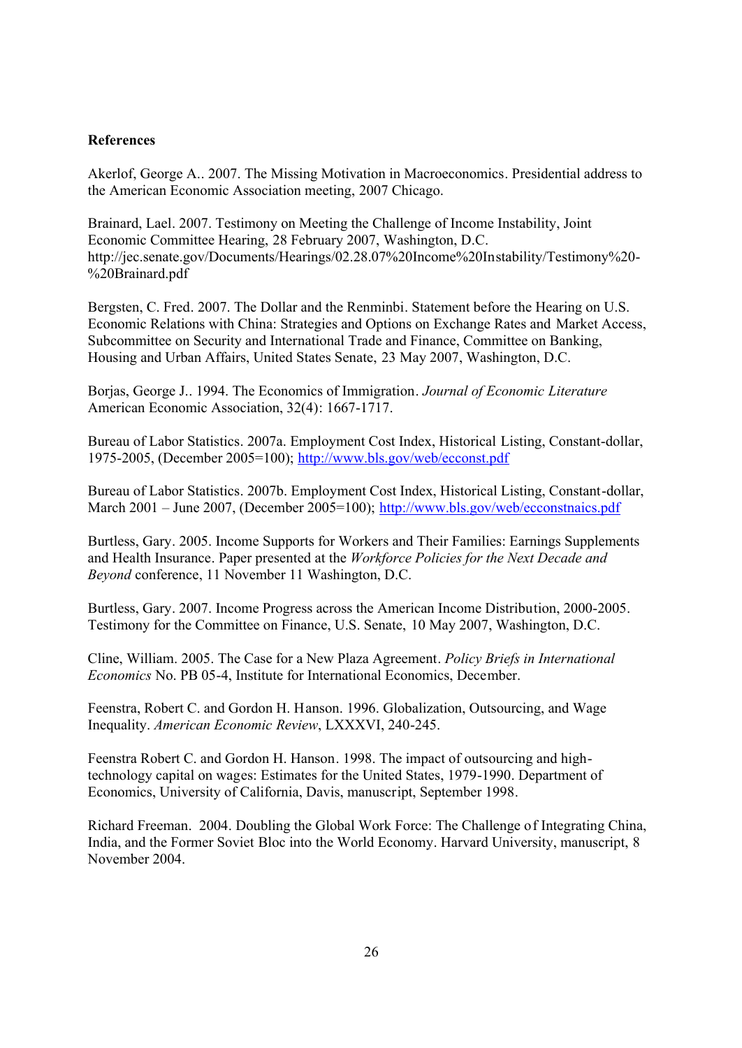**References**

Akerlof, George A.. 2007. The Missing Motivation in Macroeconomics. Presidential address to the American Economic Association meeting, 2007 Chicago.

Brainard, Lael. 2007. Testimony on Meeting the Challenge of Income Instability, Joint Economic Committee Hearing, 28 February 2007, Washington, D.C. http://jec.senate.gov/Documents/Hearings/02.28.07%20Income%20Instability/Testimony%20-%20Brainard.pdf

Bergsten, C. Fred. 2007. The Dollar and the Renminbi. Statement before the Hearing on U.S. Economic Relations with China: Strategies and Options on Exchange Rates and Market Access, Subcommittee on Security and International Trade and Finance, Committee on Banking, Housing and Urban Affairs, United States Senate, 23 May 2007, Washington, D.C.

Borjas, George J.. 1994. The Economics of Immigration. *Journal of Economic Literature* American Economic Association, 32(4): 1667-1717.

Bureau of Labor Statistics. 2007a. Employment Cost Index, Historical Listing, Constant-dollar, 1975-2005, (December 2005=100); http://www.bls.gov/web/ecconst.pdf

Bureau of Labor Statistics. 2007b. Employment Cost Index, Historical Listing, Constant-dollar, March 2001 – June 2007, (December 2005=100); http://www.bls.gov/web/ecconstnaics.pdf

Burtless, Gary. 2005. Income Supports for Workers and Their Families: Earnings Supplements and Health Insurance. Paper presented at the *Workforce Policies for the Next Decade and Beyond* conference, 11 November 11 Washington, D.C.

Burtless, Gary. 2007. Income Progress across the American Income Distribution, 2000-2005. Testimony for the Committee on Finance, U.S. Senate, 10 May 2007, Washington, D.C.

Cline, William. 2005. The Case for a New Plaza Agreement. *Policy Briefs in International Economics* No. PB 05-4, Institute for International Economics, December.

Feenstra, Robert C. and Gordon H. Hanson. 1996. Globalization, Outsourcing, and Wage Inequality. *American Economic Review*, LXXXVI, 240-245.

Feenstra Robert C. and Gordon H. Hanson. 1998. The impact of outsourcing and high-technology capital on wages: Estimates for the United States, 1979-1990. Department of Economics, University of California, Davis, manuscript, September 1998.

Richard Freeman. 2004. Doubling the Global Work Force: The Challenge of Integrating China, India, and the Former Soviet Bloc into the World Economy. Harvard University, manuscript, 8 November 2004.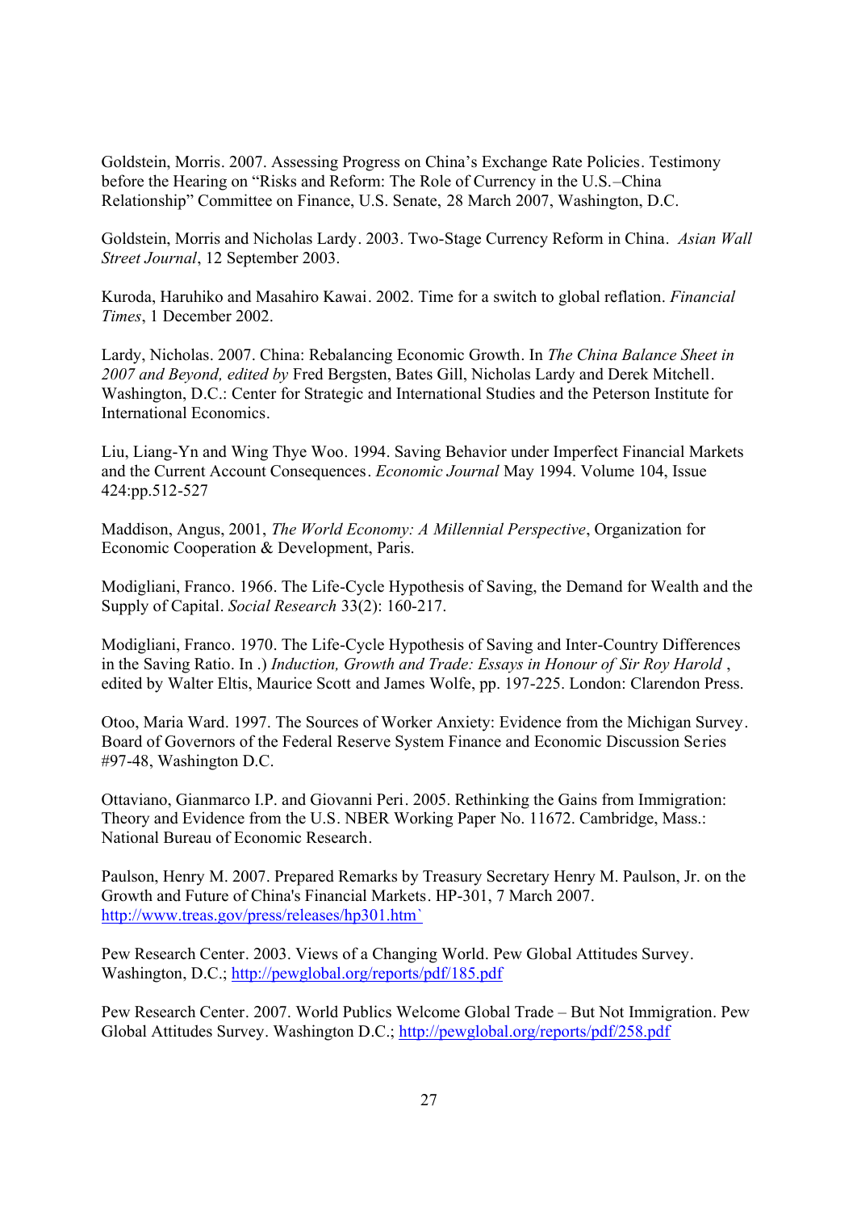Goldstein, Morris. 2007. Assessing Progress on China's Exchange Rate Policies. Testimony before the Hearing on "Risks and Reform: The Role of Currency in the U.S.–China Relationship" Committee on Finance, U.S. Senate, 28 March 2007, Washington, D.C.

Goldstein, Morris and Nicholas Lardy. 2003. Two-Stage Currency Reform in China. *Asian Wall Street Journal*, 12 September 2003.

Kuroda, Haruhiko and Masahiro Kawai. 2002. Time for a switch to global reflation. *Financial Times*, 1 December 2002.

Lardy, Nicholas. 2007. China: Rebalancing Economic Growth. In *The China Balance Sheet in 2007 and Beyond, edited by* Fred Bergsten, Bates Gill, Nicholas Lardy and Derek Mitchell. Washington, D.C.: Center for Strategic and International Studies and the Peterson Institute for International Economics.

Liu, Liang-Yn and Wing Thye Woo. 1994. Saving Behavior under Imperfect Financial Markets and the Current Account Consequences. *Economic Journal* May 1994. Volume 104, Issue 424:pp.512-527

Maddison, Angus, 2001, *The World Economy: A Millennial Perspective*, Organization for Economic Cooperation & Development, Paris.

Modigliani, Franco. 1966. The Life-Cycle Hypothesis of Saving, the Demand for Wealth and the Supply of Capital. *Social Research* 33(2): 160-217.

Modigliani, Franco. 1970. The Life-Cycle Hypothesis of Saving and Inter-Country Differences in the Saving Ratio. In .) *Induction, Growth and Trade: Essays in Honour of Sir Roy Harold* , edited by Walter Eltis, Maurice Scott and James Wolfe, pp. 197-225. London: Clarendon Press.

Otoo, Maria Ward. 1997. The Sources of Worker Anxiety: Evidence from the Michigan Survey. Board of Governors of the Federal Reserve System Finance and Economic Discussion Series #97-48, Washington D.C.

Ottaviano, Gianmarco I.P. and Giovanni Peri. 2005. Rethinking the Gains from Immigration: Theory and Evidence from the U.S. NBER Working Paper No. 11672. Cambridge, Mass.: National Bureau of Economic Research.

Paulson, Henry M. 2007. Prepared Remarks by Treasury Secretary Henry M. Paulson, Jr. on the Growth and Future of China's Financial Markets. HP-301, 7 March 2007. http://www.treas.gov/press/releases/hp301.htm`

Pew Research Center. 2003. Views of a Changing World. Pew Global Attitudes Survey. Washington, D.C.; http://pewglobal.org/reports/pdf/185.pdf

Pew Research Center. 2007. World Publics Welcome Global Trade – But Not Immigration. Pew Global Attitudes Survey. Washington D.C.; http://pewglobal.org/reports/pdf/258.pdf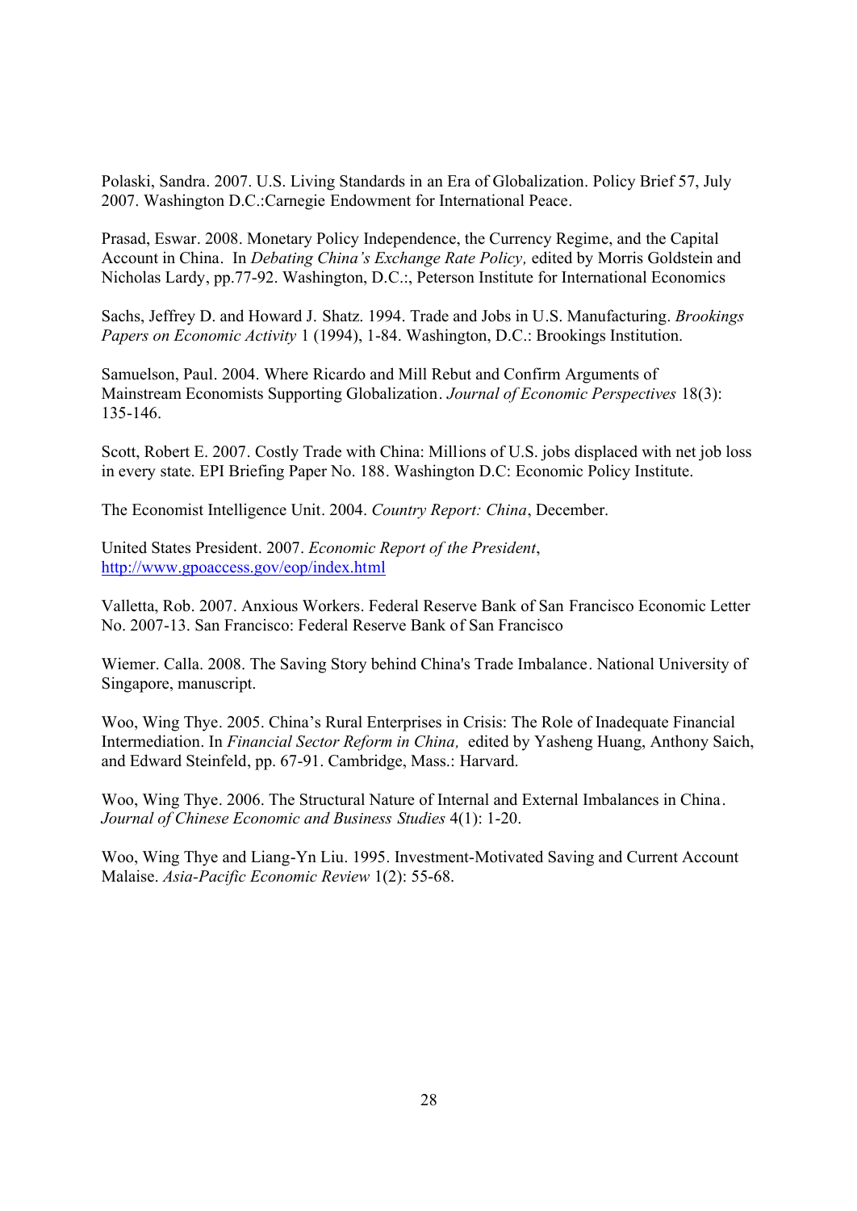Polaski, Sandra. 2007. U.S. Living Standards in an Era of Globalization. Policy Brief 57, July 2007. Washington D.C.:Carnegie Endowment for International Peace.

Prasad, Eswar. 2008. Monetary Policy Independence, the Currency Regime, and the Capital Account in China. In *Debating China's Exchange Rate Policy,* edited by Morris Goldstein and Nicholas Lardy, pp.77-92. Washington, D.C.:, Peterson Institute for International Economics

Sachs, Jeffrey D. and Howard J. Shatz. 1994. Trade and Jobs in U.S. Manufacturing. *Brookings Papers on Economic Activity* 1 (1994), 1-84. Washington, D.C.: Brookings Institution.

Samuelson, Paul. 2004. Where Ricardo and Mill Rebut and Confirm Arguments of Mainstream Economists Supporting Globalization. *Journal of Economic Perspectives* 18(3): 135-146.

Scott, Robert E. 2007. Costly Trade with China: Millions of U.S. jobs displaced with net job loss in every state. EPI Briefing Paper No. 188. Washington D.C: Economic Policy Institute.

The Economist Intelligence Unit. 2004. *Country Report: China*, December.

United States President. 2007. *Economic Report of the President*, http://www.gpoaccess.gov/eop/index.html

Valletta, Rob. 2007. Anxious Workers. Federal Reserve Bank of San Francisco Economic Letter No. 2007-13. San Francisco: Federal Reserve Bank of San Francisco

Wiemer. Calla. 2008. The Saving Story behind China's Trade Imbalance. National University of Singapore, manuscript.

Woo, Wing Thye. 2005. China's Rural Enterprises in Crisis: The Role of Inadequate Financial Intermediation. In *Financial Sector Reform in China,* edited by Yasheng Huang, Anthony Saich, and Edward Steinfeld, pp. 67-91. Cambridge, Mass.: Harvard.

Woo, Wing Thye. 2006. The Structural Nature of Internal and External Imbalances in China. *Journal of Chinese Economic and Business Studies* 4(1): 1-20.

Woo, Wing Thye and Liang-Yn Liu. 1995. Investment-Motivated Saving and Current Account Malaise. *Asia-Pacific Economic Review* 1(2): 55-68.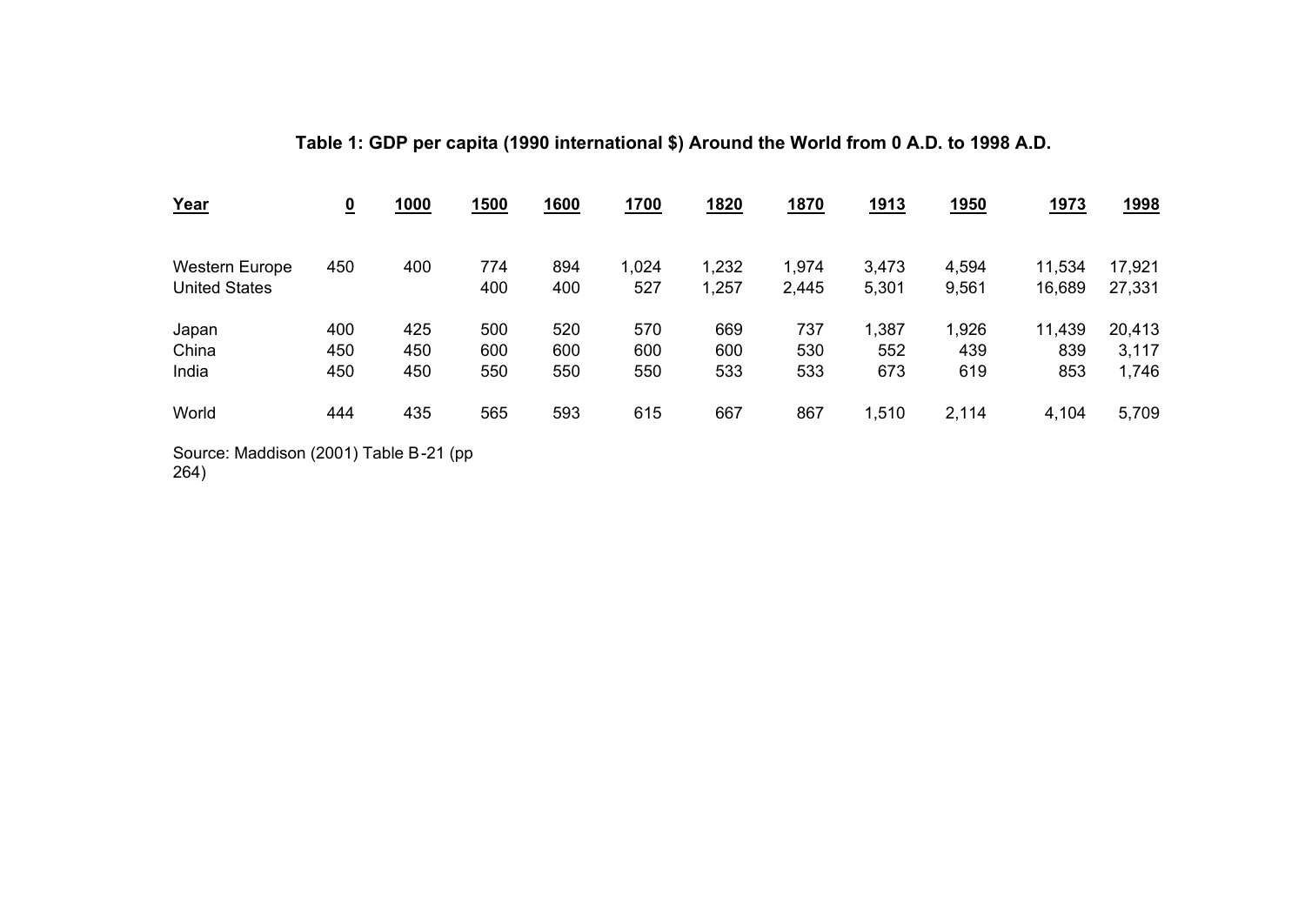**Table 1: GDP per capita (1990 international $) Around the World from 0 A.D. to 1998 A.D.**

| Year | 0 | 1000 | 1500 | 1600 | 1700 | 1820 | 1870 | 1913 | 1950 | 1973 | 1998 |
|---|---|---|---|---|---|---|---|---|---|---|---|
| Western Europe | 450 | 400 | 774 | 894 | 1,024 | 1,232 | 1,974 | 3,473 | 4,594 | 11,534 | 17,921 |
| United States | | | 400 | 400 | 527 | 1,257 | 2,445 | 5,301 | 9,561 | 16,689 | 27,331 |
| Japan | 400 | 425 | 500 | 520 | 570 | 669 | 737 | 1,387 | 1,926 | 11,439 | 20,413 |
| China | 450 | 450 | 600 | 600 | 600 | 600 | 530 | 552 | 439 | 839 | 3,117 |
| India | 450 | 450 | 550 | 550 | 550 | 533 | 533 | 673 | 619 | 853 | 1,746 |
| World | 444 | 435 | 565 | 593 | 615 | 667 | 867 | 1,510 | 2,114 | 4,104 | 5,709 |

Source: Maddison (2001) Table B-21 (pp 264)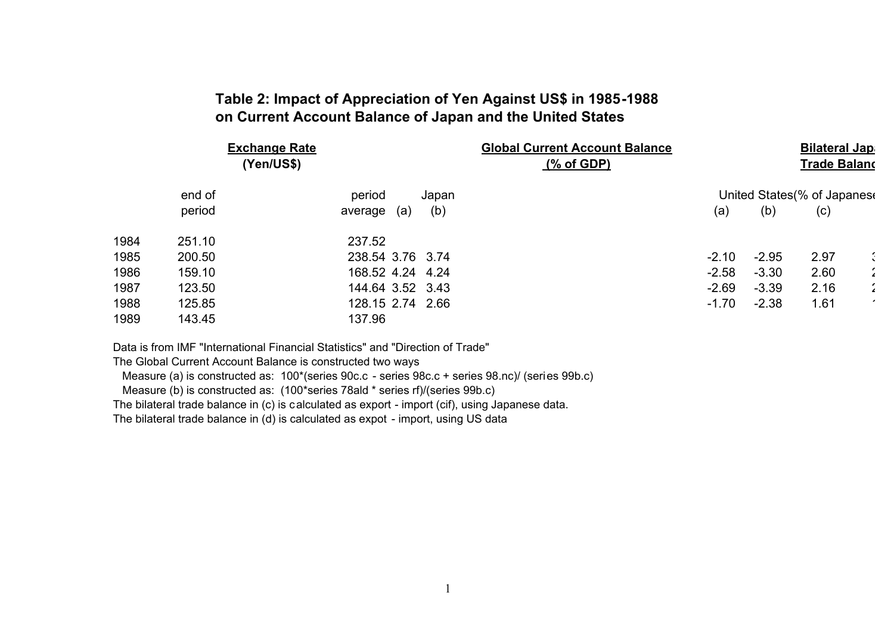**Table 2: Impact of Appreciation of Yen Against US$ in 1985-1988 on Current Account Balance of Japan and the United States**

| | Exchange Rate (Yen/US$) | | Global Current Account Balance (% of GDP) | | | | Bilateral Jap Trade Balanc | |
|---|---|---|---|---|---|---|---|---|
| | | | Japan | | United States | | (% of Japanese | |
| | end of period | period average | (a) | (b) | (a) | (b) | (c) | |
| 1984 | 251.10 | 237.52 | | | | | | |
| 1985 | 200.50 | 238.54 | 3.76 | 3.74 | -2.10 | -2.95 | 2.97 | 3 |
| 1986 | 159.10 | 168.52 | 4.24 | 4.24 | -2.58 | -3.30 | 2.60 | 2 |
| 1987 | 123.50 | 144.64 | 3.52 | 3.43 | -2.69 | -3.39 | 2.16 | 2 |
| 1988 | 125.85 | 128.15 | 2.74 | 2.66 | -1.70 | -2.38 | 1.61 | 1 |
| 1989 | 143.45 | 137.96 | | | | | | |

Data is from IMF "International Financial Statistics" and "Direction of Trade"

The Global Current Account Balance is constructed two ways

Measure (a) is constructed as: 100*(series 90c.c - series 98c.c + series 98.nc)/ (series 99b.c)

Measure (b) is constructed as: (100*series 78ald * series rf)/(series 99b.c)

The bilateral trade balance in (c) is calculated as export - import (cif), using Japanese data.

The bilateral trade balance in (d) is calculated as expot - import, using US data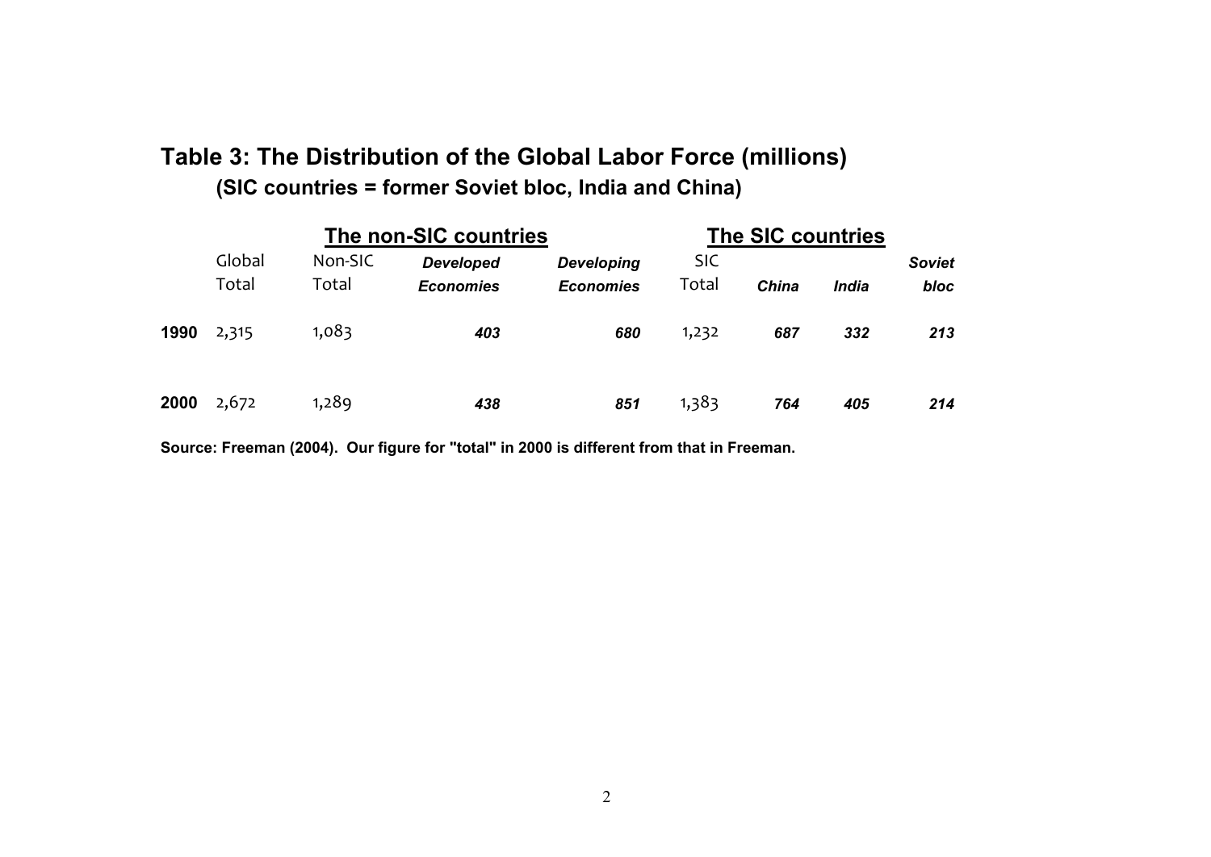## Table 3: The Distribution of the Global Labor Force (millions)

### (SIC countries = former Soviet bloc, India and China)

| | | The non-SIC countries | | | The SIC countries | | | |
|---|---|---|---|---|---|---|---|---|
| | Global Total | Non-SIC Total | *Developed Economies* | *Developing Economies* | SIC Total | *China* | *India* | *Soviet bloc* |
| **1990** | 2,315 | 1,083 | ***403*** | ***680*** | 1,232 | ***687*** | ***332*** | ***213*** |
| **2000** | 2,672 | 1,289 | ***438*** | ***851*** | 1,383 | ***764*** | ***405*** | ***214*** |

**Source: Freeman (2004). Our figure for "total" in 2000 is different from that in Freeman.**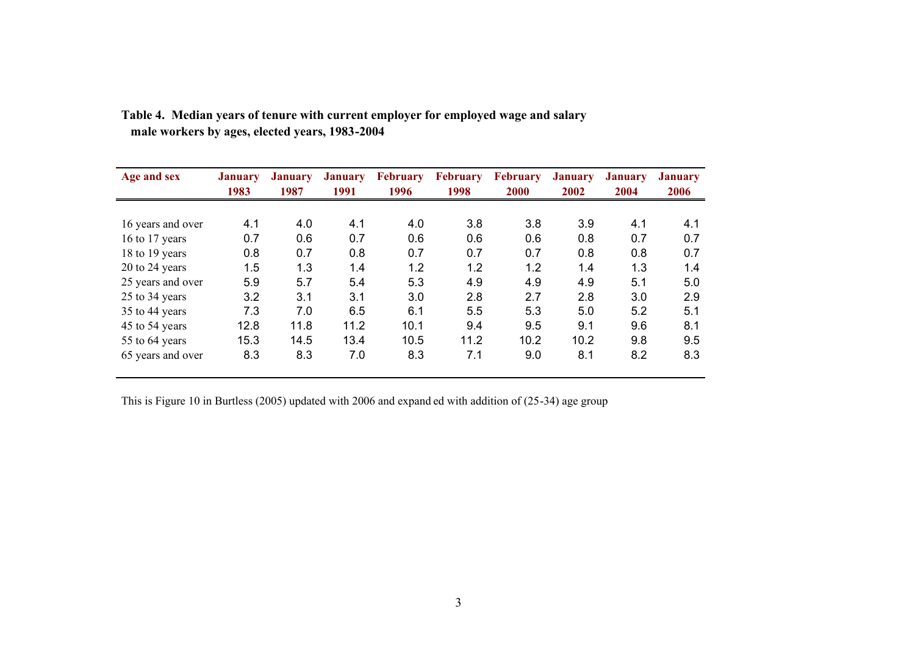**Table 4. Median years of tenure with current employer for employed wage and salary male workers by ages, elected years, 1983-2004**

| Age and sex | January 1983 | January 1987 | January 1991 | February 1996 | February 1998 | February 2000 | January 2002 | January 2004 | January 2006 |
|---|---|---|---|---|---|---|---|---|---|
| 16 years and over | 4.1 | 4.0 | 4.1 | 4.0 | 3.8 | 3.8 | 3.9 | 4.1 | 4.1 |
| 16 to 17 years | 0.7 | 0.6 | 0.7 | 0.6 | 0.6 | 0.6 | 0.8 | 0.7 | 0.7 |
| 18 to 19 years | 0.8 | 0.7 | 0.8 | 0.7 | 0.7 | 0.7 | 0.8 | 0.8 | 0.7 |
| 20 to 24 years | 1.5 | 1.3 | 1.4 | 1.2 | 1.2 | 1.2 | 1.4 | 1.3 | 1.4 |
| 25 years and over | 5.9 | 5.7 | 5.4 | 5.3 | 4.9 | 4.9 | 4.9 | 5.1 | 5.0 |
| 25 to 34 years | 3.2 | 3.1 | 3.1 | 3.0 | 2.8 | 2.7 | 2.8 | 3.0 | 2.9 |
| 35 to 44 years | 7.3 | 7.0 | 6.5 | 6.1 | 5.5 | 5.3 | 5.0 | 5.2 | 5.1 |
| 45 to 54 years | 12.8 | 11.8 | 11.2 | 10.1 | 9.4 | 9.5 | 9.1 | 9.6 | 8.1 |
| 55 to 64 years | 15.3 | 14.5 | 13.4 | 10.5 | 11.2 | 10.2 | 10.2 | 9.8 | 9.5 |
| 65 years and over | 8.3 | 8.3 | 7.0 | 8.3 | 7.1 | 9.0 | 8.1 | 8.2 | 8.3 |

This is Figure 10 in Burtless (2005) updated with 2006 and expand ed with addition of (25-34) age group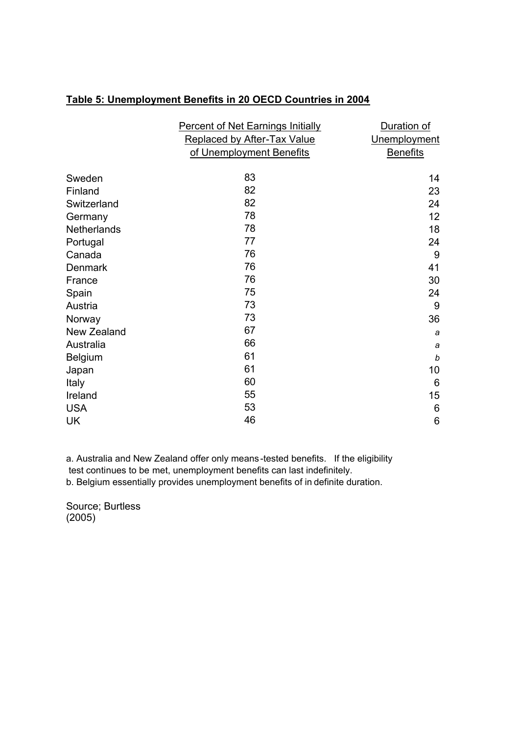**Table 5: Unemployment Benefits in 20 OECD Countries in 2004**

| | Percent of Net Earnings Initially Replaced by After-Tax Value of Unemployment Benefits | Duration of Unemployment Benefits |
|---|---|---|
| Sweden | 83 | 14 |
| Finland | 82 | 23 |
| Switzerland | 82 | 24 |
| Germany | 78 | 12 |
| Netherlands | 78 | 18 |
| Portugal | 77 | 24 |
| Canada | 76 | 9 |
| Denmark | 76 | 41 |
| France | 76 | 30 |
| Spain | 75 | 24 |
| Austria | 73 | 9 |
| Norway | 73 | 36 |
| New Zealand | 67 | *a* |
| Australia | 66 | *a* |
| Belgium | 61 | *b* |
| Japan | 61 | 10 |
| Italy | 60 | 6 |
| Ireland | 55 | 15 |
| USA | 53 | 6 |
| UK | 46 | 6 |

a. Australia and New Zealand offer only means-tested benefits. If the eligibility test continues to be met, unemployment benefits can last indefinitely.
b. Belgium essentially provides unemployment benefits of in definite duration.

Source; Burtless (2005)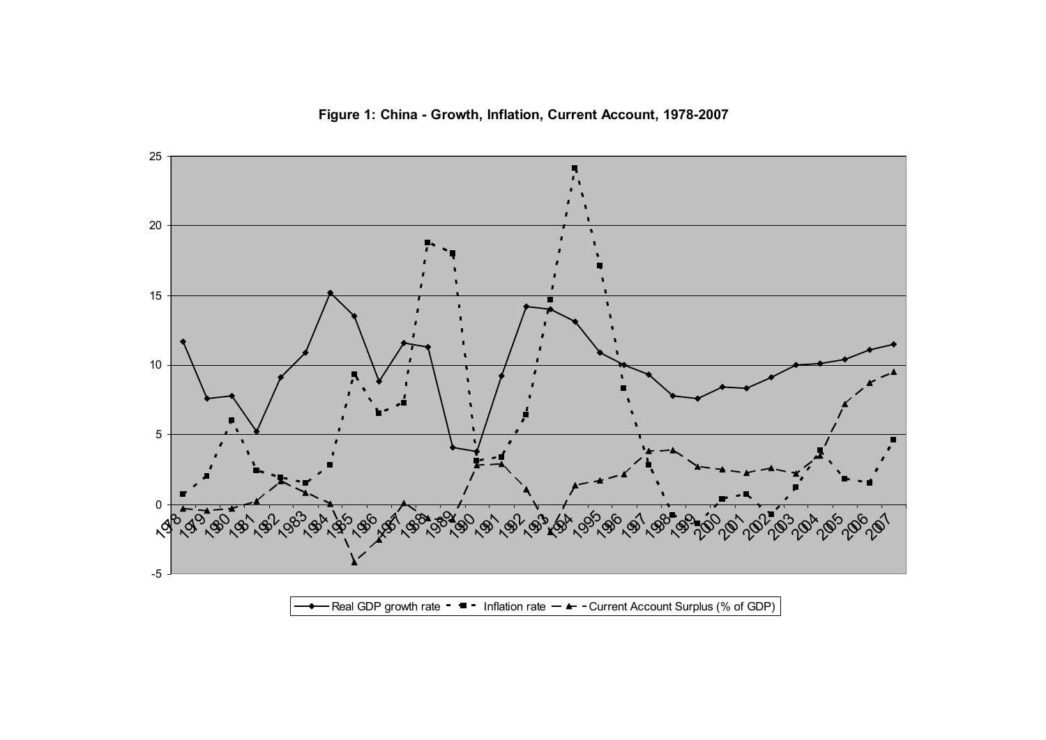**Figure 1: China - Growth, Inflation, Current Account, 1978-2007**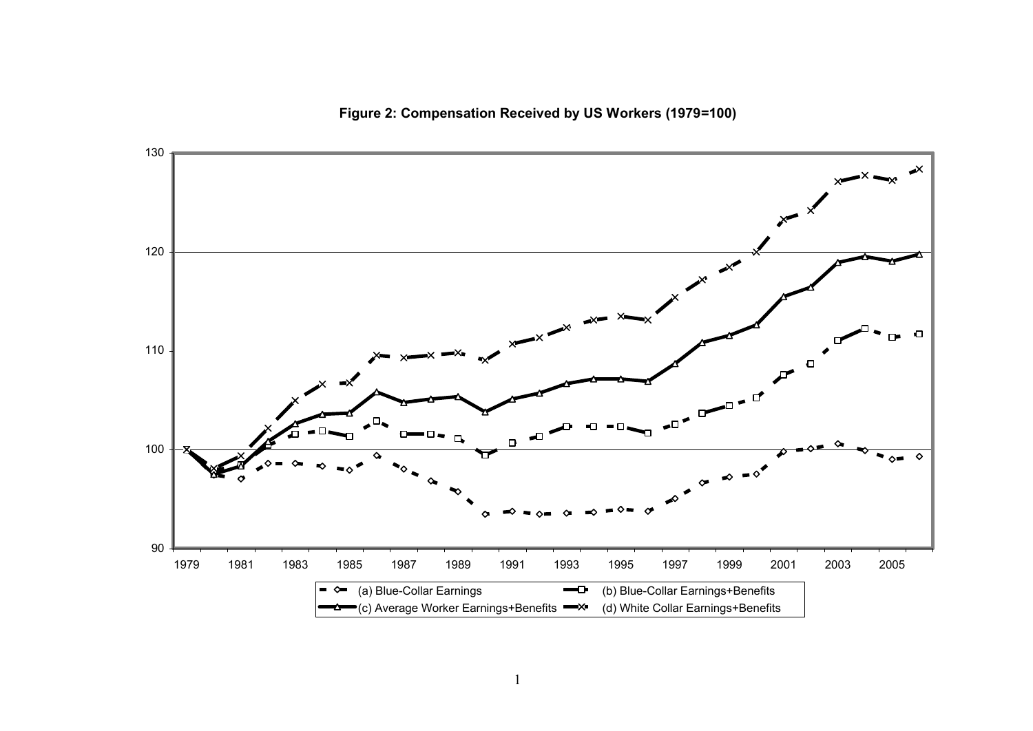**Figure 2: Compensation Received by US Workers (1979=100)**

130
120
110
100
90

1979 1981 1983 1985 1987 1989 1991 1993 1995 1997 1999 2001 2003 2005

(a) Blue-Collar Earnings
(b) Blue-Collar Earnings+Benefits
(c) Average Worker Earnings+Benefits
(d) White Collar Earnings+Benefits